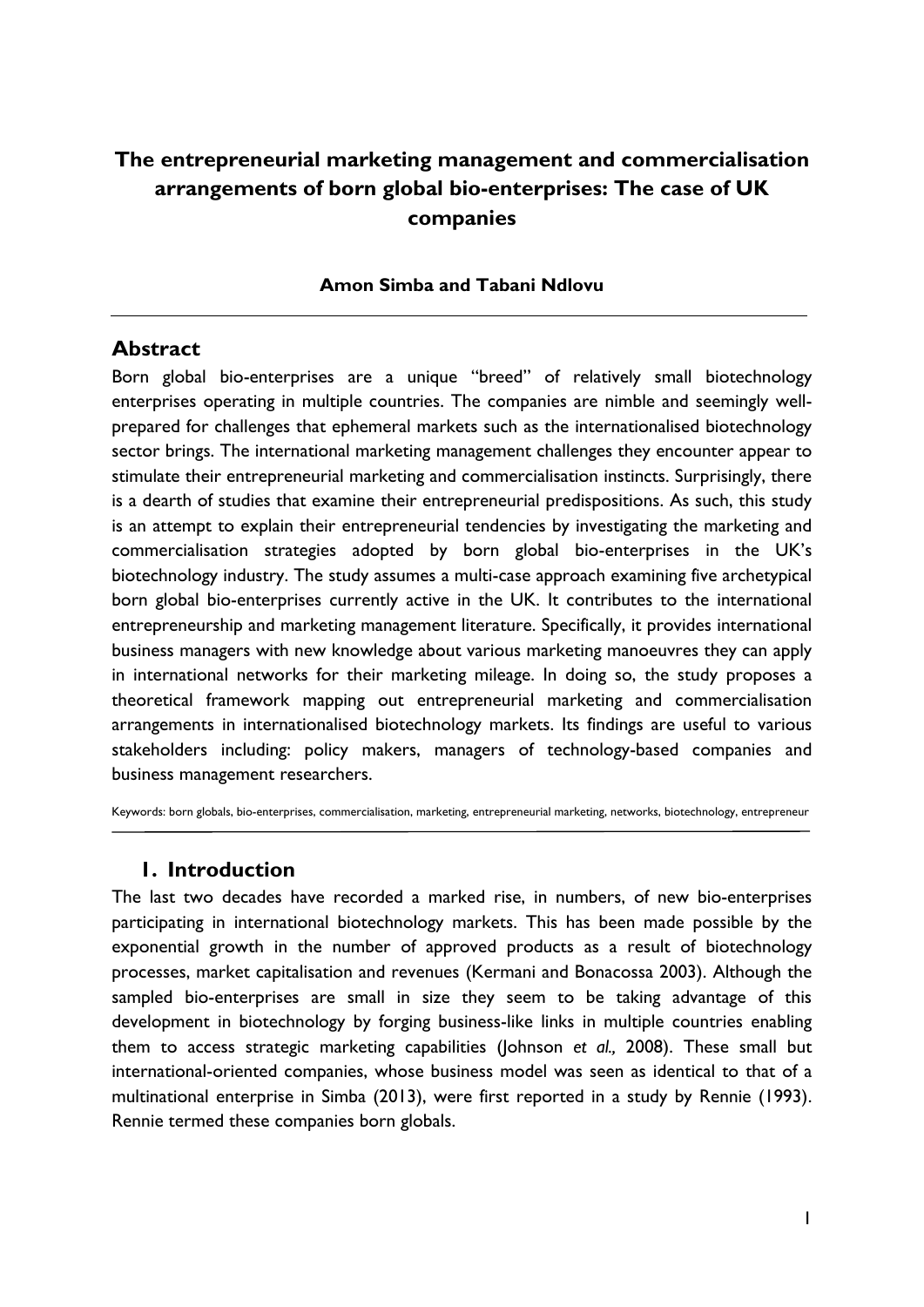# The entrepreneurial marketing management and commercialisation arrangements of born global bio-enterprises: The case of UK companies

**Amon Simba and Tabani Ndlovu**

## Abstract

Born global bio-enterprises are a unique "breed" of relatively small biotechnology enterprises operating in multiple countries. The companies are nimble and seemingly well-prepared for challenges that ephemeral markets such as the internationalised biotechnology sector brings. The international marketing management challenges they encounter appear to stimulate their entrepreneurial marketing and commercialisation instincts. Surprisingly, there is a dearth of studies that examine their entrepreneurial predispositions. As such, this study is an attempt to explain their entrepreneurial tendencies by investigating the marketing and commercialisation strategies adopted by born global bio-enterprises in the UK's biotechnology industry. The study assumes a multi-case approach examining five archetypical born global bio-enterprises currently active in the UK. It contributes to the international entrepreneurship and marketing management literature. Specifically, it provides international business managers with new knowledge about various marketing manoeuvres they can apply in international networks for their marketing mileage. In doing so, the study proposes a theoretical framework mapping out entrepreneurial marketing and commercialisation arrangements in internationalised biotechnology markets. Its findings are useful to various stakeholders including: policy makers, managers of technology-based companies and business management researchers.

Keywords: born globals, bio-enterprises, commercialisation, marketing, entrepreneurial marketing, networks, biotechnology, entrepreneur

## 1. Introduction

The last two decades have recorded a marked rise, in numbers, of new bio-enterprises participating in international biotechnology markets. This has been made possible by the exponential growth in the number of approved products as a result of biotechnology processes, market capitalisation and revenues (Kermani and Bonacossa 2003). Although the sampled bio-enterprises are small in size they seem to be taking advantage of this development in biotechnology by forging business-like links in multiple countries enabling them to access strategic marketing capabilities (Johnson *et al.,* 2008). These small but international-oriented companies, whose business model was seen as identical to that of a multinational enterprise in Simba (2013), were first reported in a study by Rennie (1993). Rennie termed these companies born globals.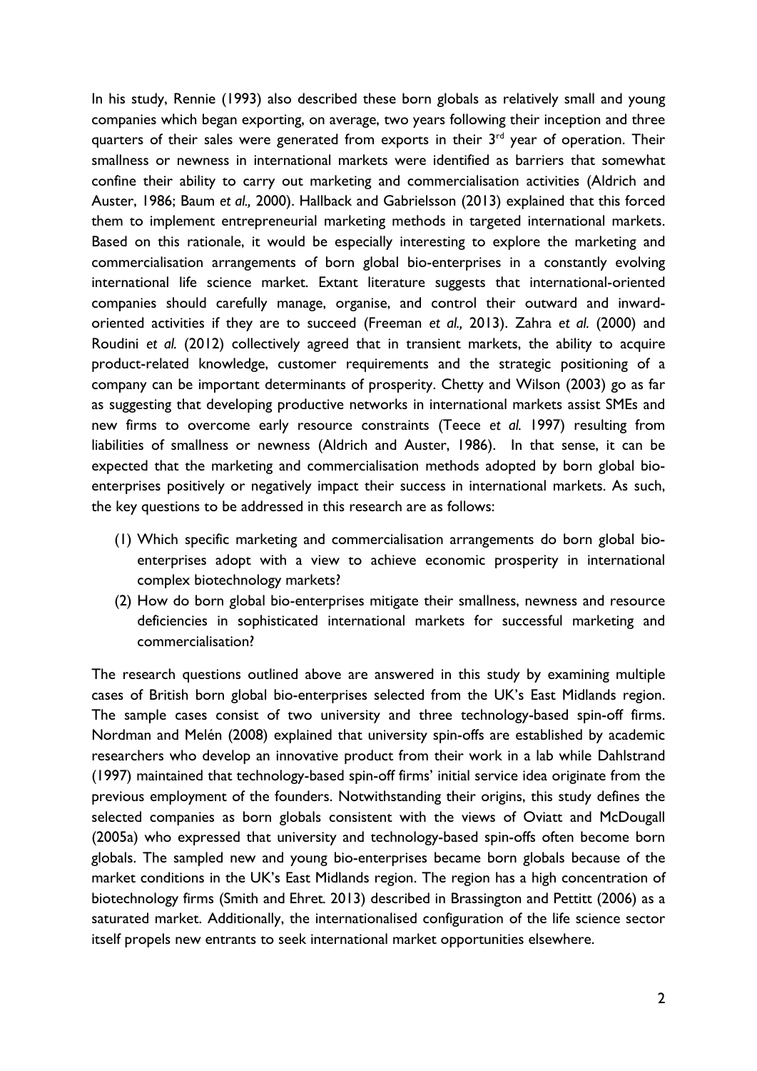In his study, Rennie (1993) also described these born globals as relatively small and young companies which began exporting, on average, two years following their inception and three quarters of their sales were generated from exports in their 3rd year of operation. Their smallness or newness in international markets were identified as barriers that somewhat confine their ability to carry out marketing and commercialisation activities (Aldrich and Auster, 1986; Baum *et al.,* 2000). Hallback and Gabrielsson (2013) explained that this forced them to implement entrepreneurial marketing methods in targeted international markets. Based on this rationale, it would be especially interesting to explore the marketing and commercialisation arrangements of born global bio-enterprises in a constantly evolving international life science market. Extant literature suggests that international-oriented companies should carefully manage, organise, and control their outward and inward-oriented activities if they are to succeed (Freeman *et al.,* 2013). Zahra *et al.* (2000) and Roudini *et al.* (2012) collectively agreed that in transient markets, the ability to acquire product-related knowledge, customer requirements and the strategic positioning of a company can be important determinants of prosperity. Chetty and Wilson (2003) go as far as suggesting that developing productive networks in international markets assist SMEs and new firms to overcome early resource constraints (Teece *et al.* 1997) resulting from liabilities of smallness or newness (Aldrich and Auster, 1986). In that sense, it can be expected that the marketing and commercialisation methods adopted by born global bio-enterprises positively or negatively impact their success in international markets. As such, the key questions to be addressed in this research are as follows:

(1) Which specific marketing and commercialisation arrangements do born global bio-enterprises adopt with a view to achieve economic prosperity in international complex biotechnology markets?

(2) How do born global bio-enterprises mitigate their smallness, newness and resource deficiencies in sophisticated international markets for successful marketing and commercialisation?

The research questions outlined above are answered in this study by examining multiple cases of British born global bio-enterprises selected from the UK's East Midlands region. The sample cases consist of two university and three technology-based spin-off firms. Nordman and Melén (2008) explained that university spin-offs are established by academic researchers who develop an innovative product from their work in a lab while Dahlstrand (1997) maintained that technology-based spin-off firms' initial service idea originate from the previous employment of the founders. Notwithstanding their origins, this study defines the selected companies as born globals consistent with the views of Oviatt and McDougall (2005a) who expressed that university and technology-based spin-offs often become born globals. The sampled new and young bio-enterprises became born globals because of the market conditions in the UK's East Midlands region. The region has a high concentration of biotechnology firms (Smith and Ehret. 2013) described in Brassington and Pettitt (2006) as a saturated market. Additionally, the internationalised configuration of the life science sector itself propels new entrants to seek international market opportunities elsewhere.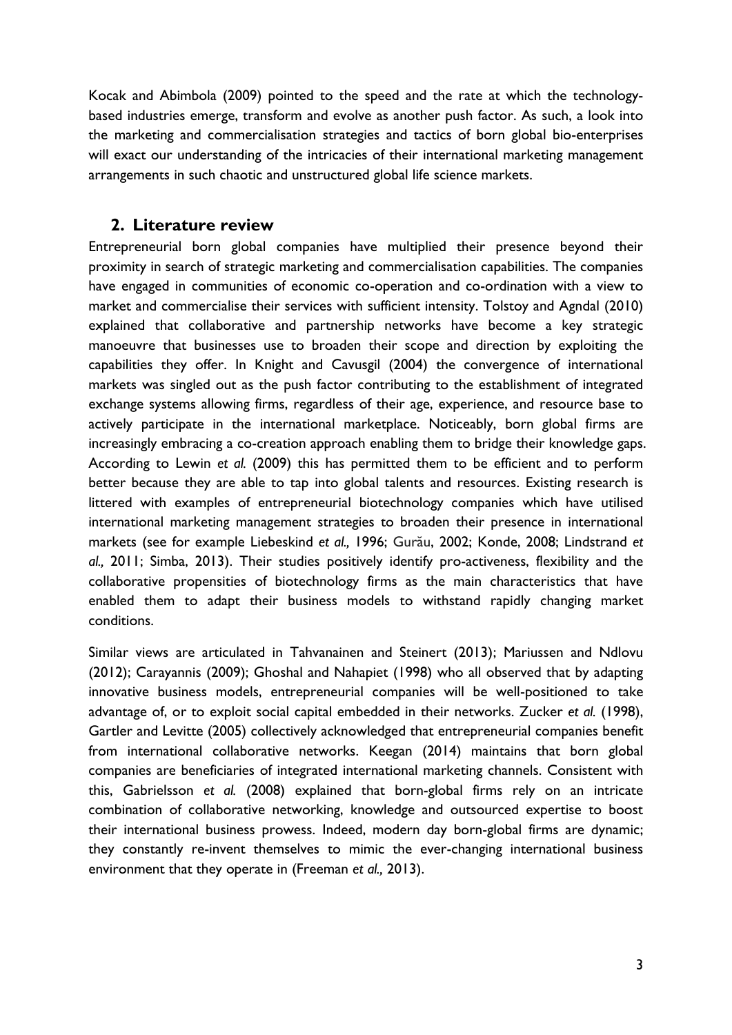Kocak and Abimbola (2009) pointed to the speed and the rate at which the technology-based industries emerge, transform and evolve as another push factor. As such, a look into the marketing and commercialisation strategies and tactics of born global bio-enterprises will exact our understanding of the intricacies of their international marketing management arrangements in such chaotic and unstructured global life science markets.

## 2. Literature review

Entrepreneurial born global companies have multiplied their presence beyond their proximity in search of strategic marketing and commercialisation capabilities. The companies have engaged in communities of economic co-operation and co-ordination with a view to market and commercialise their services with sufficient intensity. Tolstoy and Agndal (2010) explained that collaborative and partnership networks have become a key strategic manoeuvre that businesses use to broaden their scope and direction by exploiting the capabilities they offer. In Knight and Cavusgil (2004) the convergence of international markets was singled out as the push factor contributing to the establishment of integrated exchange systems allowing firms, regardless of their age, experience, and resource base to actively participate in the international marketplace. Noticeably, born global firms are increasingly embracing a co-creation approach enabling them to bridge their knowledge gaps. According to Lewin *et al.* (2009) this has permitted them to be efficient and to perform better because they are able to tap into global talents and resources. Existing research is littered with examples of entrepreneurial biotechnology companies which have utilised international marketing management strategies to broaden their presence in international markets (see for example Liebeskind *et al.,* 1996; Gurău, 2002; Konde, 2008; Lindstrand *et al.,* 2011; Simba, 2013). Their studies positively identify pro-activeness, flexibility and the collaborative propensities of biotechnology firms as the main characteristics that have enabled them to adapt their business models to withstand rapidly changing market conditions.

Similar views are articulated in Tahvanainen and Steinert (2013); Mariussen and Ndlovu (2012); Carayannis (2009); Ghoshal and Nahapiet (1998) who all observed that by adapting innovative business models, entrepreneurial companies will be well-positioned to take advantage of, or to exploit social capital embedded in their networks. Zucker *et al.* (1998), Gartler and Levitte (2005) collectively acknowledged that entrepreneurial companies benefit from international collaborative networks. Keegan (2014) maintains that born global companies are beneficiaries of integrated international marketing channels. Consistent with this, Gabrielsson *et al.* (2008) explained that born-global firms rely on an intricate combination of collaborative networking, knowledge and outsourced expertise to boost their international business prowess. Indeed, modern day born-global firms are dynamic; they constantly re-invent themselves to mimic the ever-changing international business environment that they operate in (Freeman *et al.,* 2013).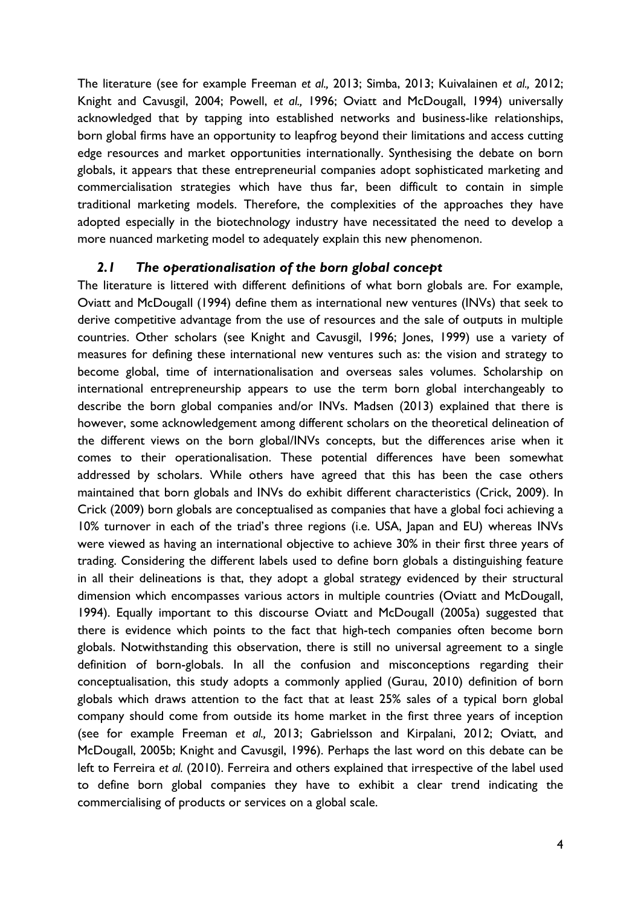The literature (see for example Freeman *et al.,* 2013; Simba, 2013; Kuivalainen *et al.,* 2012; Knight and Cavusgil, 2004; Powell, *et al.,* 1996; Oviatt and McDougall, 1994) universally acknowledged that by tapping into established networks and business-like relationships, born global firms have an opportunity to leapfrog beyond their limitations and access cutting edge resources and market opportunities internationally. Synthesising the debate on born globals, it appears that these entrepreneurial companies adopt sophisticated marketing and commercialisation strategies which have thus far, been difficult to contain in simple traditional marketing models. Therefore, the complexities of the approaches they have adopted especially in the biotechnology industry have necessitated the need to develop a more nuanced marketing model to adequately explain this new phenomenon.

## *2.1 The operationalisation of the born global concept*

The literature is littered with different definitions of what born globals are. For example, Oviatt and McDougall (1994) define them as international new ventures (INVs) that seek to derive competitive advantage from the use of resources and the sale of outputs in multiple countries. Other scholars (see Knight and Cavusgil, 1996; Jones, 1999) use a variety of measures for defining these international new ventures such as: the vision and strategy to become global, time of internationalisation and overseas sales volumes. Scholarship on international entrepreneurship appears to use the term born global interchangeably to describe the born global companies and/or INVs. Madsen (2013) explained that there is however, some acknowledgement among different scholars on the theoretical delineation of the different views on the born global/INVs concepts, but the differences arise when it comes to their operationalisation. These potential differences have been somewhat addressed by scholars. While others have agreed that this has been the case others maintained that born globals and INVs do exhibit different characteristics (Crick, 2009). In Crick (2009) born globals are conceptualised as companies that have a global foci achieving a 10% turnover in each of the triad's three regions (i.e. USA, Japan and EU) whereas INVs were viewed as having an international objective to achieve 30% in their first three years of trading. Considering the different labels used to define born globals a distinguishing feature in all their delineations is that, they adopt a global strategy evidenced by their structural dimension which encompasses various actors in multiple countries (Oviatt and McDougall, 1994). Equally important to this discourse Oviatt and McDougall (2005a) suggested that there is evidence which points to the fact that high-tech companies often become born globals. Notwithstanding this observation, there is still no universal agreement to a single definition of born-globals. In all the confusion and misconceptions regarding their conceptualisation, this study adopts a commonly applied (Gurau, 2010) definition of born globals which draws attention to the fact that at least 25% sales of a typical born global company should come from outside its home market in the first three years of inception (see for example Freeman *et al.,* 2013; Gabrielsson and Kirpalani, 2012; Oviatt, and McDougall, 2005b; Knight and Cavusgil, 1996). Perhaps the last word on this debate can be left to Ferreira *et al.* (2010). Ferreira and others explained that irrespective of the label used to define born global companies they have to exhibit a clear trend indicating the commercialising of products or services on a global scale.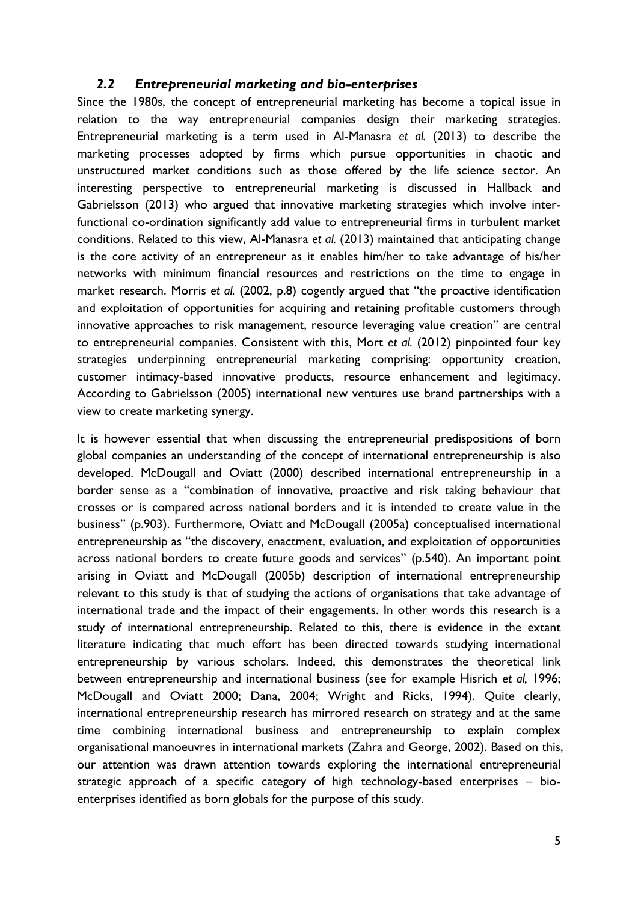### *2.2 Entrepreneurial marketing and bio-enterprises*

Since the 1980s, the concept of entrepreneurial marketing has become a topical issue in relation to the way entrepreneurial companies design their marketing strategies. Entrepreneurial marketing is a term used in Al-Manasra *et al.* (2013) to describe the marketing processes adopted by firms which pursue opportunities in chaotic and unstructured market conditions such as those offered by the life science sector. An interesting perspective to entrepreneurial marketing is discussed in Hallback and Gabrielsson (2013) who argued that innovative marketing strategies which involve inter-functional co-ordination significantly add value to entrepreneurial firms in turbulent market conditions. Related to this view, Al-Manasra *et al.* (2013) maintained that anticipating change is the core activity of an entrepreneur as it enables him/her to take advantage of his/her networks with minimum financial resources and restrictions on the time to engage in market research. Morris *et al.* (2002, p.8) cogently argued that "the proactive identification and exploitation of opportunities for acquiring and retaining profitable customers through innovative approaches to risk management, resource leveraging value creation" are central to entrepreneurial companies. Consistent with this, Mort *et al.* (2012) pinpointed four key strategies underpinning entrepreneurial marketing comprising: opportunity creation, customer intimacy-based innovative products, resource enhancement and legitimacy. According to Gabrielsson (2005) international new ventures use brand partnerships with a view to create marketing synergy.

It is however essential that when discussing the entrepreneurial predispositions of born global companies an understanding of the concept of international entrepreneurship is also developed. McDougall and Oviatt (2000) described international entrepreneurship in a border sense as a "combination of innovative, proactive and risk taking behaviour that crosses or is compared across national borders and it is intended to create value in the business" (p.903). Furthermore, Oviatt and McDougall (2005a) conceptualised international entrepreneurship as "the discovery, enactment, evaluation, and exploitation of opportunities across national borders to create future goods and services" (p.540). An important point arising in Oviatt and McDougall (2005b) description of international entrepreneurship relevant to this study is that of studying the actions of organisations that take advantage of international trade and the impact of their engagements. In other words this research is a study of international entrepreneurship. Related to this, there is evidence in the extant literature indicating that much effort has been directed towards studying international entrepreneurship by various scholars. Indeed, this demonstrates the theoretical link between entrepreneurship and international business (see for example Hisrich *et al,* 1996; McDougall and Oviatt 2000; Dana, 2004; Wright and Ricks, 1994). Quite clearly, international entrepreneurship research has mirrored research on strategy and at the same time combining international business and entrepreneurship to explain complex organisational manoeuvres in international markets (Zahra and George, 2002). Based on this, our attention was drawn attention towards exploring the international entrepreneurial strategic approach of a specific category of high technology-based enterprises – bio-enterprises identified as born globals for the purpose of this study.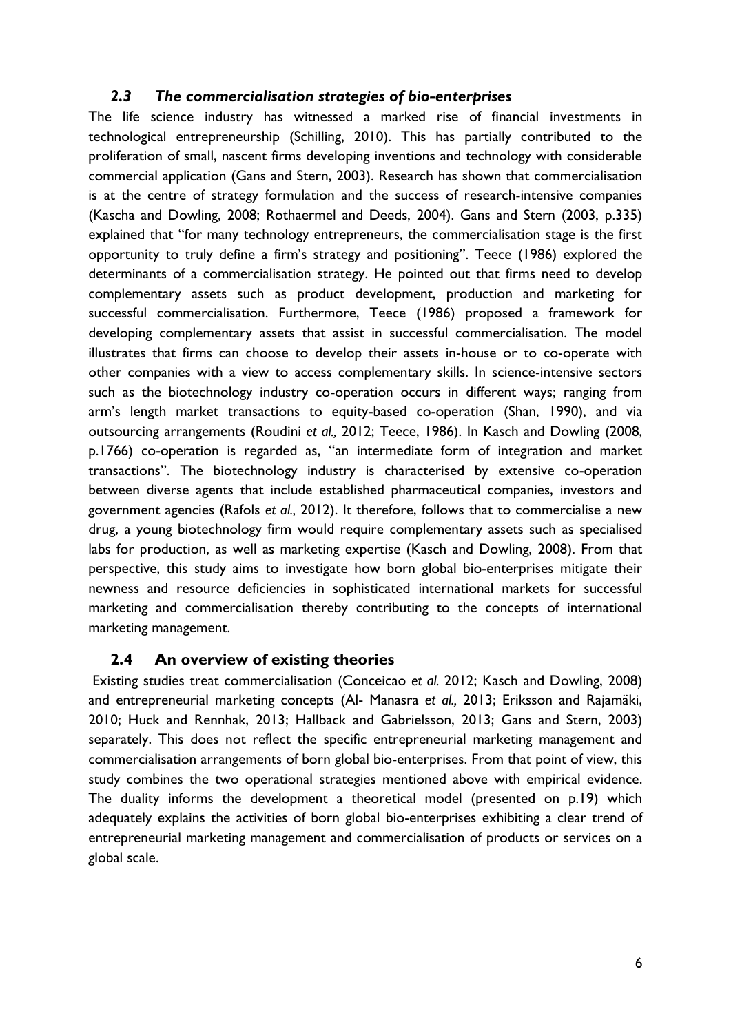### *2.3 The commercialisation strategies of bio-enterprises*

The life science industry has witnessed a marked rise of financial investments in technological entrepreneurship (Schilling, 2010). This has partially contributed to the proliferation of small, nascent firms developing inventions and technology with considerable commercial application (Gans and Stern, 2003). Research has shown that commercialisation is at the centre of strategy formulation and the success of research-intensive companies (Kascha and Dowling, 2008; Rothaermel and Deeds, 2004). Gans and Stern (2003, p.335) explained that "for many technology entrepreneurs, the commercialisation stage is the first opportunity to truly define a firm's strategy and positioning". Teece (1986) explored the determinants of a commercialisation strategy. He pointed out that firms need to develop complementary assets such as product development, production and marketing for successful commercialisation. Furthermore, Teece (1986) proposed a framework for developing complementary assets that assist in successful commercialisation. The model illustrates that firms can choose to develop their assets in-house or to co-operate with other companies with a view to access complementary skills. In science-intensive sectors such as the biotechnology industry co-operation occurs in different ways; ranging from arm's length market transactions to equity-based co-operation (Shan, 1990), and via outsourcing arrangements (Roudini *et al.,* 2012; Teece, 1986). In Kasch and Dowling (2008, p.1766) co-operation is regarded as, "an intermediate form of integration and market transactions". The biotechnology industry is characterised by extensive co-operation between diverse agents that include established pharmaceutical companies, investors and government agencies (Rafols *et al.,* 2012). It therefore, follows that to commercialise a new drug, a young biotechnology firm would require complementary assets such as specialised labs for production, as well as marketing expertise (Kasch and Dowling, 2008). From that perspective, this study aims to investigate how born global bio-enterprises mitigate their newness and resource deficiencies in sophisticated international markets for successful marketing and commercialisation thereby contributing to the concepts of international marketing management.

### 2.4 An overview of existing theories

Existing studies treat commercialisation (Conceicao *et al.* 2012; Kasch and Dowling, 2008) and entrepreneurial marketing concepts (Al- Manasra *et al.,* 2013; Eriksson and Rajamäki, 2010; Huck and Rennhak, 2013; Hallback and Gabrielsson, 2013; Gans and Stern, 2003) separately. This does not reflect the specific entrepreneurial marketing management and commercialisation arrangements of born global bio-enterprises. From that point of view, this study combines the two operational strategies mentioned above with empirical evidence. The duality informs the development a theoretical model (presented on p.19) which adequately explains the activities of born global bio-enterprises exhibiting a clear trend of entrepreneurial marketing management and commercialisation of products or services on a global scale.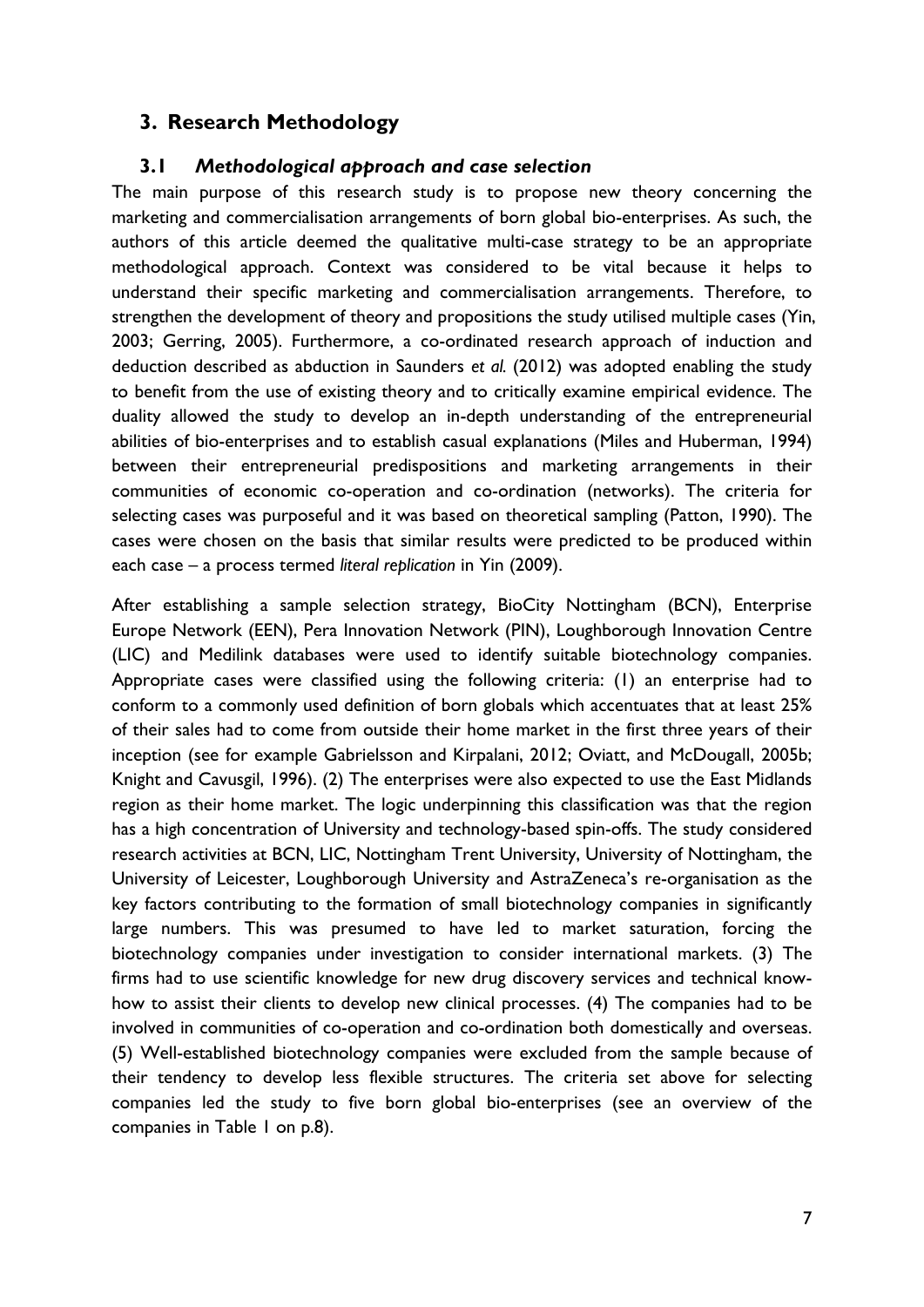## 3. Research Methodology

### 3.1 *Methodological approach and case selection*

The main purpose of this research study is to propose new theory concerning the marketing and commercialisation arrangements of born global bio-enterprises. As such, the authors of this article deemed the qualitative multi-case strategy to be an appropriate methodological approach. Context was considered to be vital because it helps to understand their specific marketing and commercialisation arrangements. Therefore, to strengthen the development of theory and propositions the study utilised multiple cases (Yin, 2003; Gerring, 2005). Furthermore, a co-ordinated research approach of induction and deduction described as abduction in Saunders *et al.* (2012) was adopted enabling the study to benefit from the use of existing theory and to critically examine empirical evidence. The duality allowed the study to develop an in-depth understanding of the entrepreneurial abilities of bio-enterprises and to establish casual explanations (Miles and Huberman, 1994) between their entrepreneurial predispositions and marketing arrangements in their communities of economic co-operation and co-ordination (networks). The criteria for selecting cases was purposeful and it was based on theoretical sampling (Patton, 1990). The cases were chosen on the basis that similar results were predicted to be produced within each case – a process termed *literal replication* in Yin (2009).

After establishing a sample selection strategy, BioCity Nottingham (BCN), Enterprise Europe Network (EEN), Pera Innovation Network (PIN), Loughborough Innovation Centre (LIC) and Medilink databases were used to identify suitable biotechnology companies. Appropriate cases were classified using the following criteria: (1) an enterprise had to conform to a commonly used definition of born globals which accentuates that at least 25% of their sales had to come from outside their home market in the first three years of their inception (see for example Gabrielsson and Kirpalani, 2012; Oviatt, and McDougall, 2005b; Knight and Cavusgil, 1996). (2) The enterprises were also expected to use the East Midlands region as their home market. The logic underpinning this classification was that the region has a high concentration of University and technology-based spin-offs. The study considered research activities at BCN, LIC, Nottingham Trent University, University of Nottingham, the University of Leicester, Loughborough University and AstraZeneca's re-organisation as the key factors contributing to the formation of small biotechnology companies in significantly large numbers. This was presumed to have led to market saturation, forcing the biotechnology companies under investigation to consider international markets. (3) The firms had to use scientific knowledge for new drug discovery services and technical know-how to assist their clients to develop new clinical processes. (4) The companies had to be involved in communities of co-operation and co-ordination both domestically and overseas. (5) Well-established biotechnology companies were excluded from the sample because of their tendency to develop less flexible structures. The criteria set above for selecting companies led the study to five born global bio-enterprises (see an overview of the companies in Table 1 on p.8).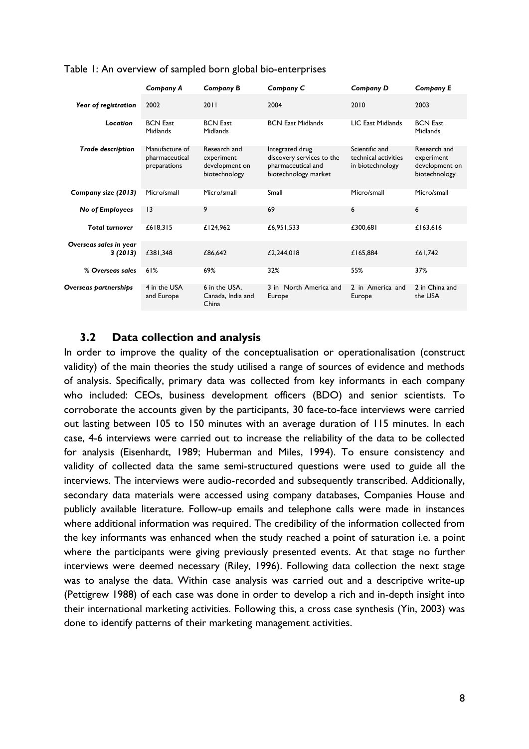Table 1: An overview of sampled born global bio-enterprises

| | *Company A* | *Company B* | *Company C* | *Company D* | *Company E* |
|---|---|---|---|---|---|
| *Year of registration* | 2002 | 2011 | 2004 | 2010 | 2003 |
| *Location* | BCN East Midlands | BCN East Midlands | BCN East Midlands | LIC East Midlands | BCN East Midlands |
| *Trade description* | Manufacture of pharmaceutical preparations | Research and experiment development on biotechnology | Integrated drug discovery services to the pharmaceutical and biotechnology market | Scientific and technical activities in biotechnology | Research and experiment development on biotechnology |
| *Company size (2013)* | Micro/small | Micro/small | Small | Micro/small | Micro/small |
| *No of Employees* | 13 | 9 | 69 | 6 | 6 |
| *Total turnover* | £618,315 | £124,962 | £6,951,533 | £300,681 | £163,616 |
| *Overseas sales in year 3 (2013)* | £381,348 | £86,642 | £2,244,018 | £165,884 | £61,742 |
| *% Overseas sales* | 61% | 69% | 32% | 55% | 37% |
| *Overseas partnerships* | 4 in the USA and Europe | 6 in the USA, Canada, India and China | 3 in North America and Europe | 2 in America and Europe | 2 in China and the USA |

### 3.2 Data collection and analysis

In order to improve the quality of the conceptualisation or operationalisation (construct validity) of the main theories the study utilised a range of sources of evidence and methods of analysis. Specifically, primary data was collected from key informants in each company who included: CEOs, business development officers (BDO) and senior scientists. To corroborate the accounts given by the participants, 30 face-to-face interviews were carried out lasting between 105 to 150 minutes with an average duration of 115 minutes. In each case, 4-6 interviews were carried out to increase the reliability of the data to be collected for analysis (Eisenhardt, 1989; Huberman and Miles, 1994). To ensure consistency and validity of collected data the same semi-structured questions were used to guide all the interviews. The interviews were audio-recorded and subsequently transcribed. Additionally, secondary data materials were accessed using company databases, Companies House and publicly available literature. Follow-up emails and telephone calls were made in instances where additional information was required. The credibility of the information collected from the key informants was enhanced when the study reached a point of saturation i.e. a point where the participants were giving previously presented events. At that stage no further interviews were deemed necessary (Riley, 1996). Following data collection the next stage was to analyse the data. Within case analysis was carried out and a descriptive write-up (Pettigrew 1988) of each case was done in order to develop a rich and in-depth insight into their international marketing activities. Following this, a cross case synthesis (Yin, 2003) was done to identify patterns of their marketing management activities.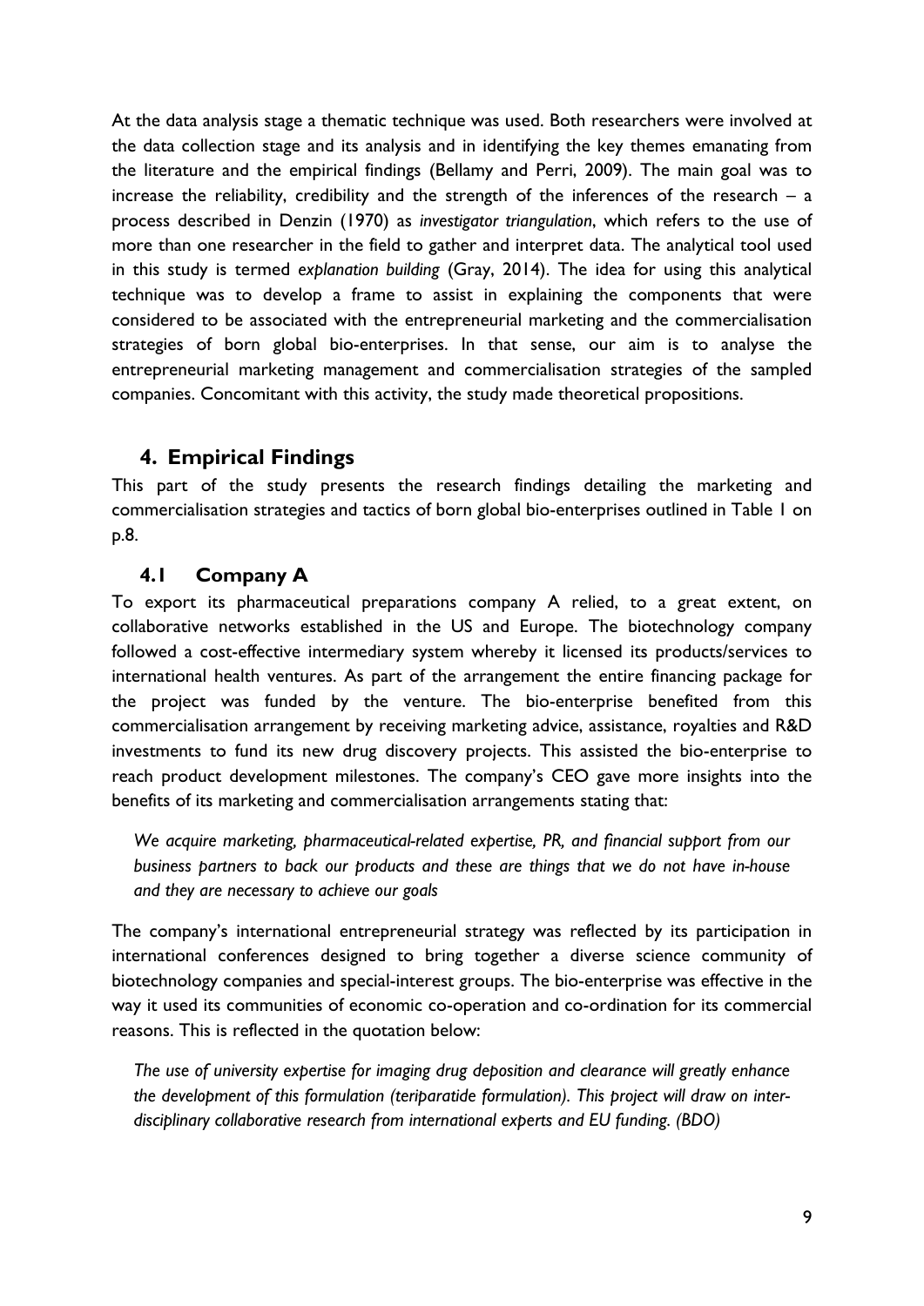At the data analysis stage a thematic technique was used. Both researchers were involved at the data collection stage and its analysis and in identifying the key themes emanating from the literature and the empirical findings (Bellamy and Perri, 2009). The main goal was to increase the reliability, credibility and the strength of the inferences of the research – a process described in Denzin (1970) as *investigator triangulation*, which refers to the use of more than one researcher in the field to gather and interpret data. The analytical tool used in this study is termed *explanation building* (Gray, 2014). The idea for using this analytical technique was to develop a frame to assist in explaining the components that were considered to be associated with the entrepreneurial marketing and the commercialisation strategies of born global bio-enterprises. In that sense, our aim is to analyse the entrepreneurial marketing management and commercialisation strategies of the sampled companies. Concomitant with this activity, the study made theoretical propositions.

## 4. Empirical Findings

This part of the study presents the research findings detailing the marketing and commercialisation strategies and tactics of born global bio-enterprises outlined in Table 1 on p.8.

### 4.1 Company A

To export its pharmaceutical preparations company A relied, to a great extent, on collaborative networks established in the US and Europe. The biotechnology company followed a cost-effective intermediary system whereby it licensed its products/services to international health ventures. As part of the arrangement the entire financing package for the project was funded by the venture. The bio-enterprise benefited from this commercialisation arrangement by receiving marketing advice, assistance, royalties and R&D investments to fund its new drug discovery projects. This assisted the bio-enterprise to reach product development milestones. The company's CEO gave more insights into the benefits of its marketing and commercialisation arrangements stating that:

> *We acquire marketing, pharmaceutical-related expertise, PR, and financial support from our business partners to back our products and these are things that we do not have in-house and they are necessary to achieve our goals*

The company's international entrepreneurial strategy was reflected by its participation in international conferences designed to bring together a diverse science community of biotechnology companies and special-interest groups. The bio-enterprise was effective in the way it used its communities of economic co-operation and co-ordination for its commercial reasons. This is reflected in the quotation below:

> *The use of university expertise for imaging drug deposition and clearance will greatly enhance the development of this formulation (teriparatide formulation). This project will draw on inter-disciplinary collaborative research from international experts and EU funding. (BDO)*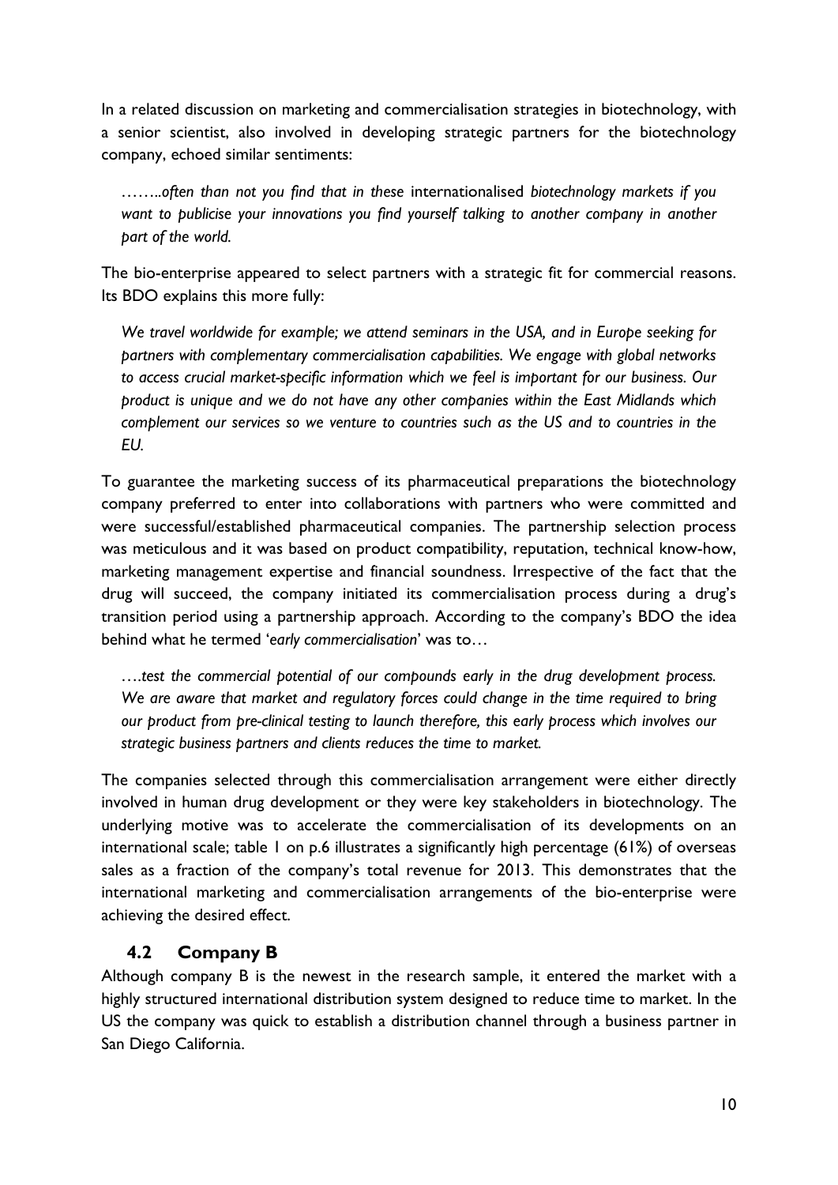In a related discussion on marketing and commercialisation strategies in biotechnology, with a senior scientist, also involved in developing strategic partners for the biotechnology company, echoed similar sentiments:

> *……..often than not you find that in these* internationalised *biotechnology markets if you want to publicise your innovations you find yourself talking to another company in another part of the world.*

The bio-enterprise appeared to select partners with a strategic fit for commercial reasons. Its BDO explains this more fully:

> *We travel worldwide for example; we attend seminars in the USA, and in Europe seeking for partners with complementary commercialisation capabilities. We engage with global networks to access crucial market-specific information which we feel is important for our business. Our product is unique and we do not have any other companies within the East Midlands which complement our services so we venture to countries such as the US and to countries in the EU.*

To guarantee the marketing success of its pharmaceutical preparations the biotechnology company preferred to enter into collaborations with partners who were committed and were successful/established pharmaceutical companies. The partnership selection process was meticulous and it was based on product compatibility, reputation, technical know-how, marketing management expertise and financial soundness. Irrespective of the fact that the drug will succeed, the company initiated its commercialisation process during a drug's transition period using a partnership approach. According to the company's BDO the idea behind what he termed '*early commercialisation*' was to…

> *….test the commercial potential of our compounds early in the drug development process. We are aware that market and regulatory forces could change in the time required to bring our product from pre-clinical testing to launch therefore, this early process which involves our strategic business partners and clients reduces the time to market.*

The companies selected through this commercialisation arrangement were either directly involved in human drug development or they were key stakeholders in biotechnology. The underlying motive was to accelerate the commercialisation of its developments on an international scale; table 1 on p.6 illustrates a significantly high percentage (61%) of overseas sales as a fraction of the company's total revenue for 2013. This demonstrates that the international marketing and commercialisation arrangements of the bio-enterprise were achieving the desired effect.

## 4.2 Company B

Although company B is the newest in the research sample, it entered the market with a highly structured international distribution system designed to reduce time to market. In the US the company was quick to establish a distribution channel through a business partner in San Diego California.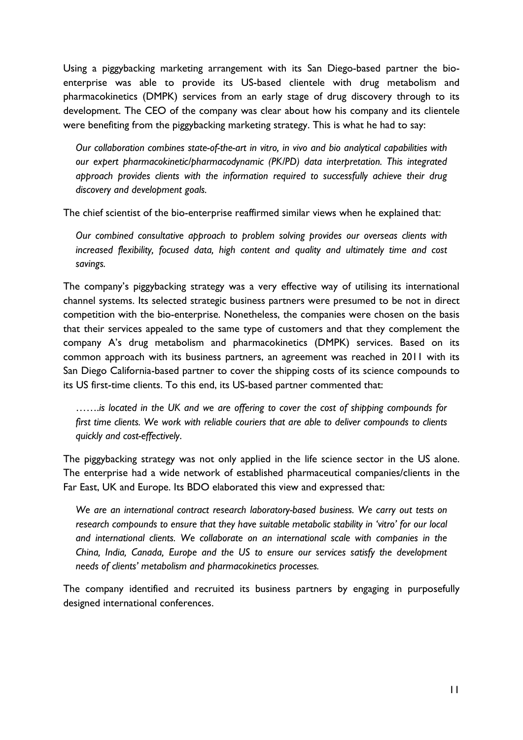Using a piggybacking marketing arrangement with its San Diego-based partner the bio-enterprise was able to provide its US-based clientele with drug metabolism and pharmacokinetics (DMPK) services from an early stage of drug discovery through to its development. The CEO of the company was clear about how his company and its clientele were benefiting from the piggybacking marketing strategy. This is what he had to say:

> *Our collaboration combines state-of-the-art in vitro, in vivo and bio analytical capabilities with our expert pharmacokinetic/pharmacodynamic (PK/PD) data interpretation. This integrated approach provides clients with the information required to successfully achieve their drug discovery and development goals.*

The chief scientist of the bio-enterprise reaffirmed similar views when he explained that:

> *Our combined consultative approach to problem solving provides our overseas clients with increased flexibility, focused data, high content and quality and ultimately time and cost savings.*

The company's piggybacking strategy was a very effective way of utilising its international channel systems. Its selected strategic business partners were presumed to be not in direct competition with the bio-enterprise. Nonetheless, the companies were chosen on the basis that their services appealed to the same type of customers and that they complement the company A's drug metabolism and pharmacokinetics (DMPK) services. Based on its common approach with its business partners, an agreement was reached in 2011 with its San Diego California-based partner to cover the shipping costs of its science compounds to its US first-time clients. To this end, its US-based partner commented that:

> *…….is located in the UK and we are offering to cover the cost of shipping compounds for first time clients. We work with reliable couriers that are able to deliver compounds to clients quickly and cost-effectively.*

The piggybacking strategy was not only applied in the life science sector in the US alone. The enterprise had a wide network of established pharmaceutical companies/clients in the Far East, UK and Europe. Its BDO elaborated this view and expressed that:

> *We are an international contract research laboratory-based business. We carry out tests on research compounds to ensure that they have suitable metabolic stability in 'vitro' for our local and international clients. We collaborate on an international scale with companies in the China, India, Canada, Europe and the US to ensure our services satisfy the development needs of clients' metabolism and pharmacokinetics processes.*

The company identified and recruited its business partners by engaging in purposefully designed international conferences.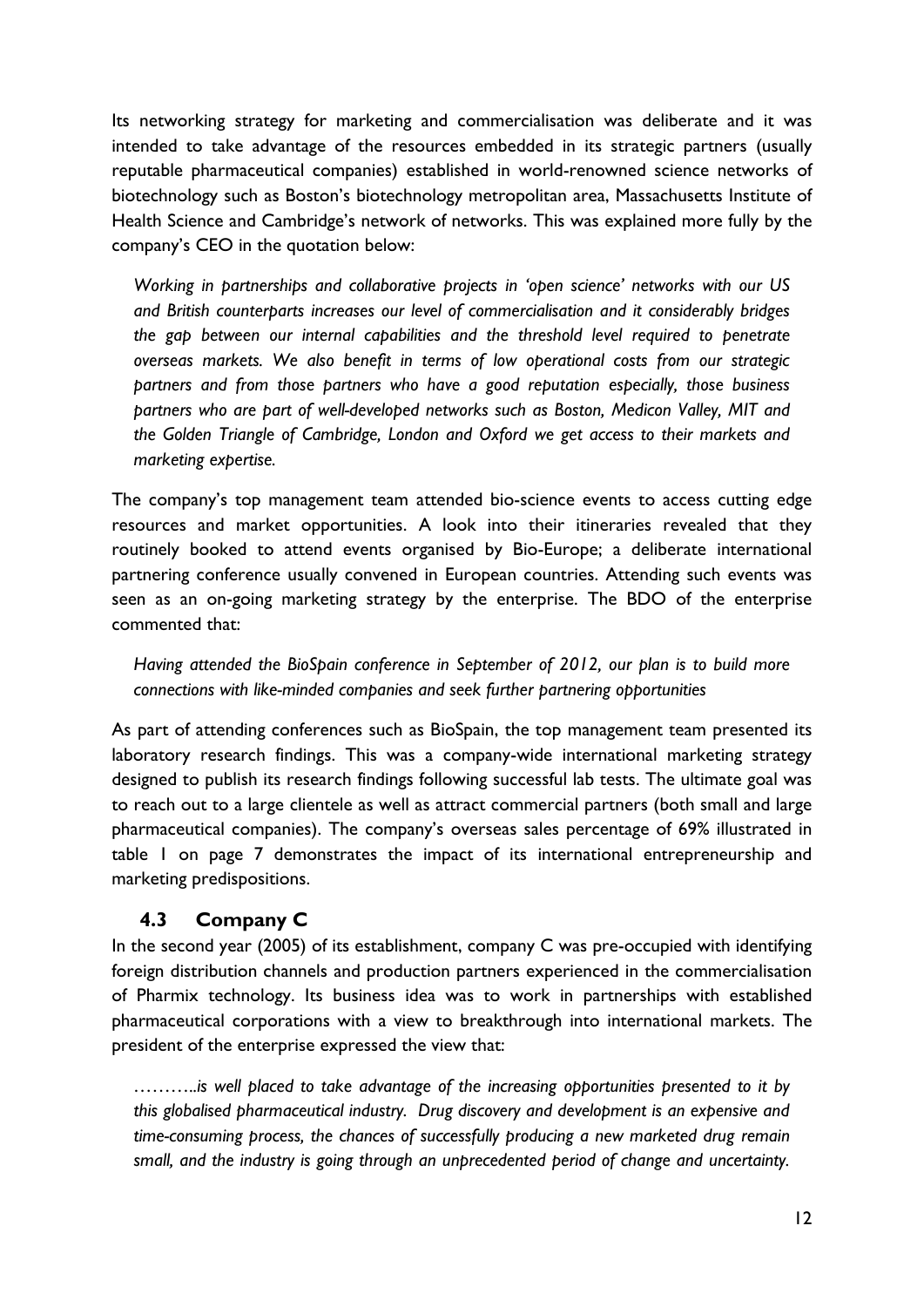Its networking strategy for marketing and commercialisation was deliberate and it was intended to take advantage of the resources embedded in its strategic partners (usually reputable pharmaceutical companies) established in world-renowned science networks of biotechnology such as Boston's biotechnology metropolitan area, Massachusetts Institute of Health Science and Cambridge's network of networks. This was explained more fully by the company's CEO in the quotation below:

> *Working in partnerships and collaborative projects in 'open science' networks with our US and British counterparts increases our level of commercialisation and it considerably bridges the gap between our internal capabilities and the threshold level required to penetrate overseas markets. We also benefit in terms of low operational costs from our strategic partners and from those partners who have a good reputation especially, those business partners who are part of well-developed networks such as Boston, Medicon Valley, MIT and the Golden Triangle of Cambridge, London and Oxford we get access to their markets and marketing expertise.*

The company's top management team attended bio-science events to access cutting edge resources and market opportunities. A look into their itineraries revealed that they routinely booked to attend events organised by Bio-Europe; a deliberate international partnering conference usually convened in European countries. Attending such events was seen as an on-going marketing strategy by the enterprise. The BDO of the enterprise commented that:

> *Having attended the BioSpain conference in September of 2012, our plan is to build more connections with like-minded companies and seek further partnering opportunities*

As part of attending conferences such as BioSpain, the top management team presented its laboratory research findings. This was a company-wide international marketing strategy designed to publish its research findings following successful lab tests. The ultimate goal was to reach out to a large clientele as well as attract commercial partners (both small and large pharmaceutical companies). The company's overseas sales percentage of 69% illustrated in table 1 on page 7 demonstrates the impact of its international entrepreneurship and marketing predispositions.

### 4.3 Company C

In the second year (2005) of its establishment, company C was pre-occupied with identifying foreign distribution channels and production partners experienced in the commercialisation of Pharmix technology. Its business idea was to work in partnerships with established pharmaceutical corporations with a view to breakthrough into international markets. The president of the enterprise expressed the view that:

> *……….is well placed to take advantage of the increasing opportunities presented to it by this globalised pharmaceutical industry. Drug discovery and development is an expensive and time-consuming process, the chances of successfully producing a new marketed drug remain small, and the industry is going through an unprecedented period of change and uncertainty.*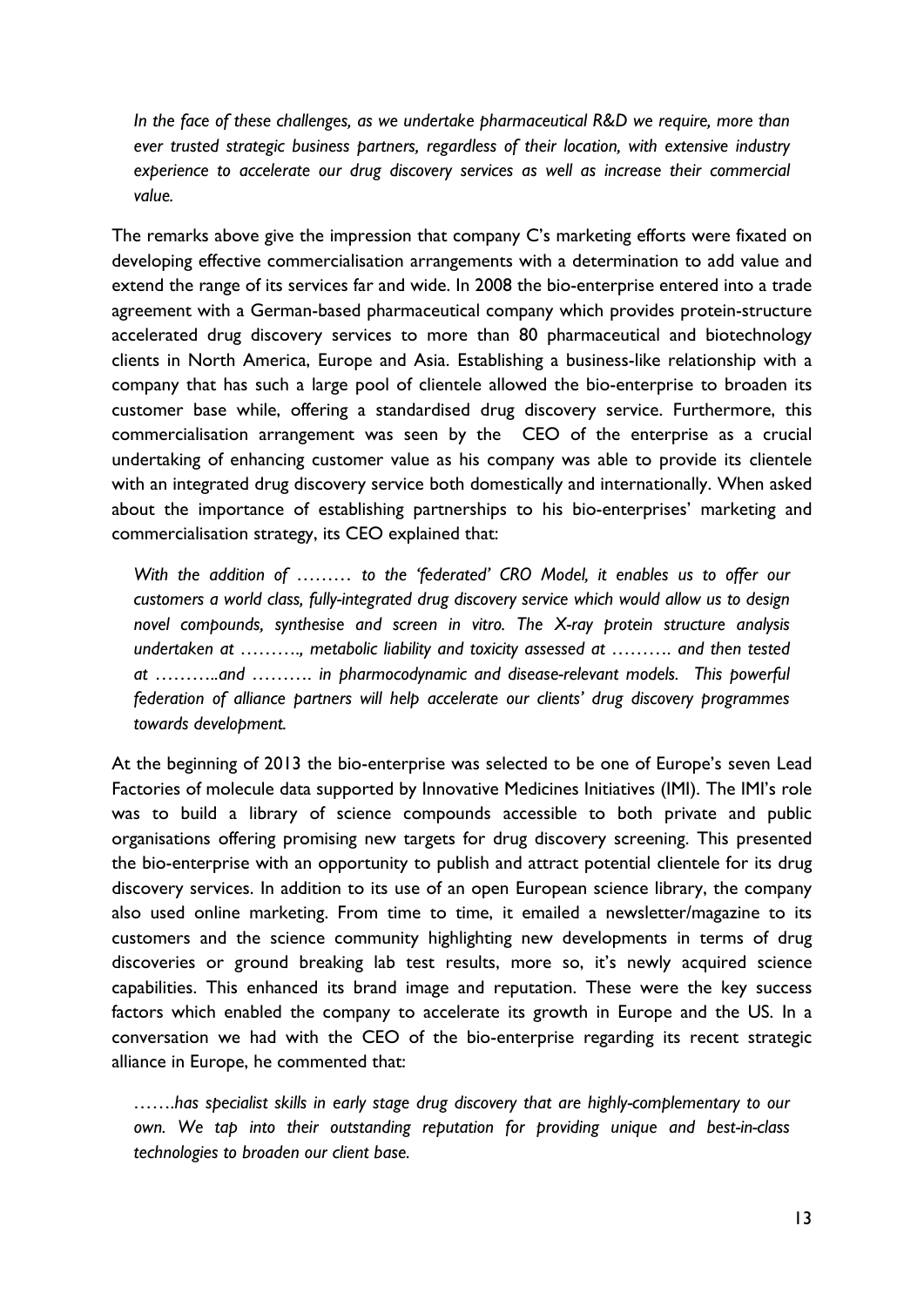*In the face of these challenges, as we undertake pharmaceutical R&D we require, more than ever trusted strategic business partners, regardless of their location, with extensive industry experience to accelerate our drug discovery services as well as increase their commercial value.*

The remarks above give the impression that company C's marketing efforts were fixated on developing effective commercialisation arrangements with a determination to add value and extend the range of its services far and wide. In 2008 the bio-enterprise entered into a trade agreement with a German-based pharmaceutical company which provides protein-structure accelerated drug discovery services to more than 80 pharmaceutical and biotechnology clients in North America, Europe and Asia. Establishing a business-like relationship with a company that has such a large pool of clientele allowed the bio-enterprise to broaden its customer base while, offering a standardised drug discovery service. Furthermore, this commercialisation arrangement was seen by the CEO of the enterprise as a crucial undertaking of enhancing customer value as his company was able to provide its clientele with an integrated drug discovery service both domestically and internationally. When asked about the importance of establishing partnerships to his bio-enterprises' marketing and commercialisation strategy, its CEO explained that:

*With the addition of ……… to the 'federated' CRO Model, it enables us to offer our customers a world class, fully-integrated drug discovery service which would allow us to design novel compounds, synthesise and screen in vitro. The X-ray protein structure analysis undertaken at ………., metabolic liability and toxicity assessed at ………. and then tested at ………..and ………. in pharmocodynamic and disease-relevant models. This powerful federation of alliance partners will help accelerate our clients' drug discovery programmes towards development.*

At the beginning of 2013 the bio-enterprise was selected to be one of Europe's seven Lead Factories of molecule data supported by Innovative Medicines Initiatives (IMI). The IMI's role was to build a library of science compounds accessible to both private and public organisations offering promising new targets for drug discovery screening. This presented the bio-enterprise with an opportunity to publish and attract potential clientele for its drug discovery services. In addition to its use of an open European science library, the company also used online marketing. From time to time, it emailed a newsletter/magazine to its customers and the science community highlighting new developments in terms of drug discoveries or ground breaking lab test results, more so, it's newly acquired science capabilities. This enhanced its brand image and reputation. These were the key success factors which enabled the company to accelerate its growth in Europe and the US. In a conversation we had with the CEO of the bio-enterprise regarding its recent strategic alliance in Europe, he commented that:

*…….has specialist skills in early stage drug discovery that are highly-complementary to our own. We tap into their outstanding reputation for providing unique and best-in-class technologies to broaden our client base.*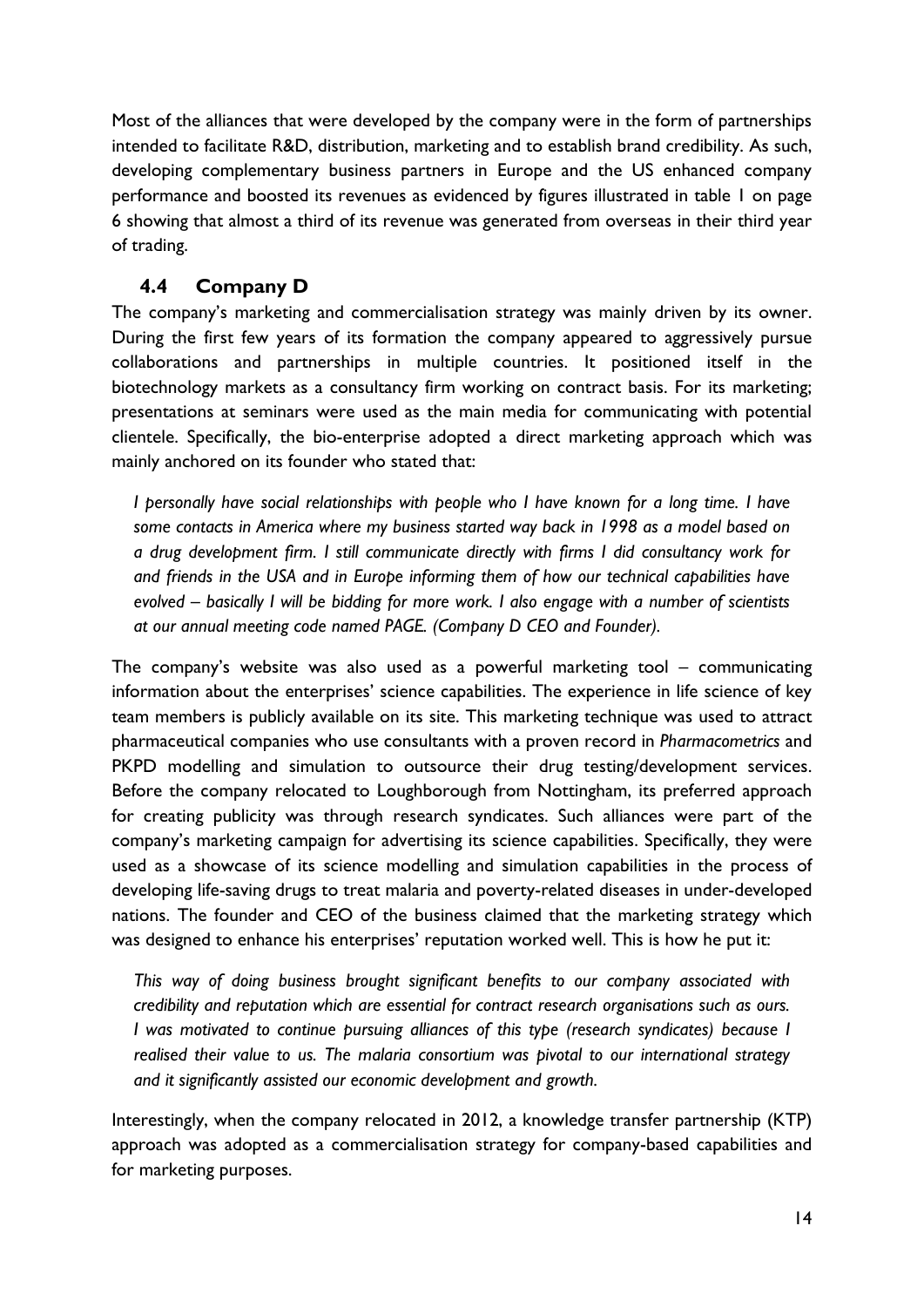Most of the alliances that were developed by the company were in the form of partnerships intended to facilitate R&D, distribution, marketing and to establish brand credibility. As such, developing complementary business partners in Europe and the US enhanced company performance and boosted its revenues as evidenced by figures illustrated in table 1 on page 6 showing that almost a third of its revenue was generated from overseas in their third year of trading.

## 4.4 Company D

The company's marketing and commercialisation strategy was mainly driven by its owner. During the first few years of its formation the company appeared to aggressively pursue collaborations and partnerships in multiple countries. It positioned itself in the biotechnology markets as a consultancy firm working on contract basis. For its marketing; presentations at seminars were used as the main media for communicating with potential clientele. Specifically, the bio-enterprise adopted a direct marketing approach which was mainly anchored on its founder who stated that:

> *I personally have social relationships with people who I have known for a long time. I have some contacts in America where my business started way back in 1998 as a model based on a drug development firm. I still communicate directly with firms I did consultancy work for and friends in the USA and in Europe informing them of how our technical capabilities have evolved – basically I will be bidding for more work. I also engage with a number of scientists at our annual meeting code named PAGE. (Company D CEO and Founder).*

The company's website was also used as a powerful marketing tool – communicating information about the enterprises' science capabilities. The experience in life science of key team members is publicly available on its site. This marketing technique was used to attract pharmaceutical companies who use consultants with a proven record in *Pharmacometrics* and PKPD modelling and simulation to outsource their drug testing/development services. Before the company relocated to Loughborough from Nottingham, its preferred approach for creating publicity was through research syndicates. Such alliances were part of the company's marketing campaign for advertising its science capabilities. Specifically, they were used as a showcase of its science modelling and simulation capabilities in the process of developing life-saving drugs to treat malaria and poverty-related diseases in under-developed nations. The founder and CEO of the business claimed that the marketing strategy which was designed to enhance his enterprises' reputation worked well. This is how he put it:

> *This way of doing business brought significant benefits to our company associated with credibility and reputation which are essential for contract research organisations such as ours. I was motivated to continue pursuing alliances of this type (research syndicates) because I realised their value to us. The malaria consortium was pivotal to our international strategy and it significantly assisted our economic development and growth.*

Interestingly, when the company relocated in 2012, a knowledge transfer partnership (KTP) approach was adopted as a commercialisation strategy for company-based capabilities and for marketing purposes.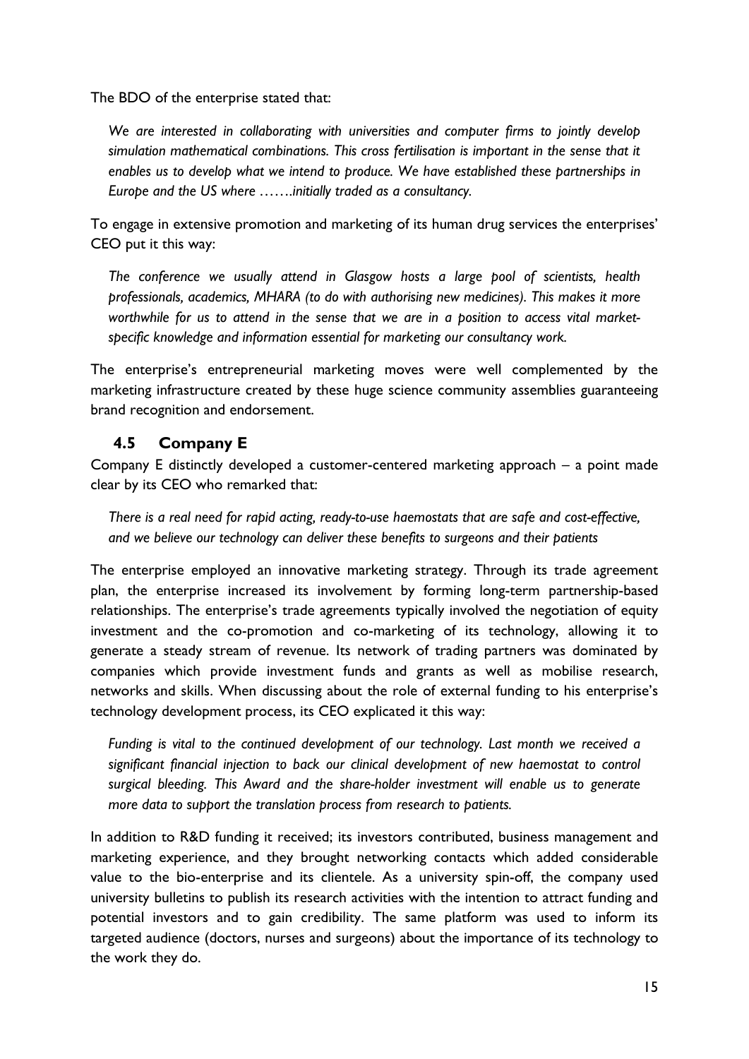The BDO of the enterprise stated that:

> *We are interested in collaborating with universities and computer firms to jointly develop simulation mathematical combinations. This cross fertilisation is important in the sense that it enables us to develop what we intend to produce. We have established these partnerships in Europe and the US where …….initially traded as a consultancy.*

To engage in extensive promotion and marketing of its human drug services the enterprises' CEO put it this way:

> *The conference we usually attend in Glasgow hosts a large pool of scientists, health professionals, academics, MHARA (to do with authorising new medicines). This makes it more worthwhile for us to attend in the sense that we are in a position to access vital market-specific knowledge and information essential for marketing our consultancy work.*

The enterprise's entrepreneurial marketing moves were well complemented by the marketing infrastructure created by these huge science community assemblies guaranteeing brand recognition and endorsement.

## 4.5 Company E

Company E distinctly developed a customer-centered marketing approach – a point made clear by its CEO who remarked that:

> *There is a real need for rapid acting, ready-to-use haemostats that are safe and cost-effective, and we believe our technology can deliver these benefits to surgeons and their patients*

The enterprise employed an innovative marketing strategy. Through its trade agreement plan, the enterprise increased its involvement by forming long-term partnership-based relationships. The enterprise's trade agreements typically involved the negotiation of equity investment and the co-promotion and co-marketing of its technology, allowing it to generate a steady stream of revenue. Its network of trading partners was dominated by companies which provide investment funds and grants as well as mobilise research, networks and skills. When discussing about the role of external funding to his enterprise's technology development process, its CEO explicated it this way:

> *Funding is vital to the continued development of our technology. Last month we received a significant financial injection to back our clinical development of new haemostat to control surgical bleeding. This Award and the share-holder investment will enable us to generate more data to support the translation process from research to patients.*

In addition to R&D funding it received; its investors contributed, business management and marketing experience, and they brought networking contacts which added considerable value to the bio-enterprise and its clientele. As a university spin-off, the company used university bulletins to publish its research activities with the intention to attract funding and potential investors and to gain credibility. The same platform was used to inform its targeted audience (doctors, nurses and surgeons) about the importance of its technology to the work they do.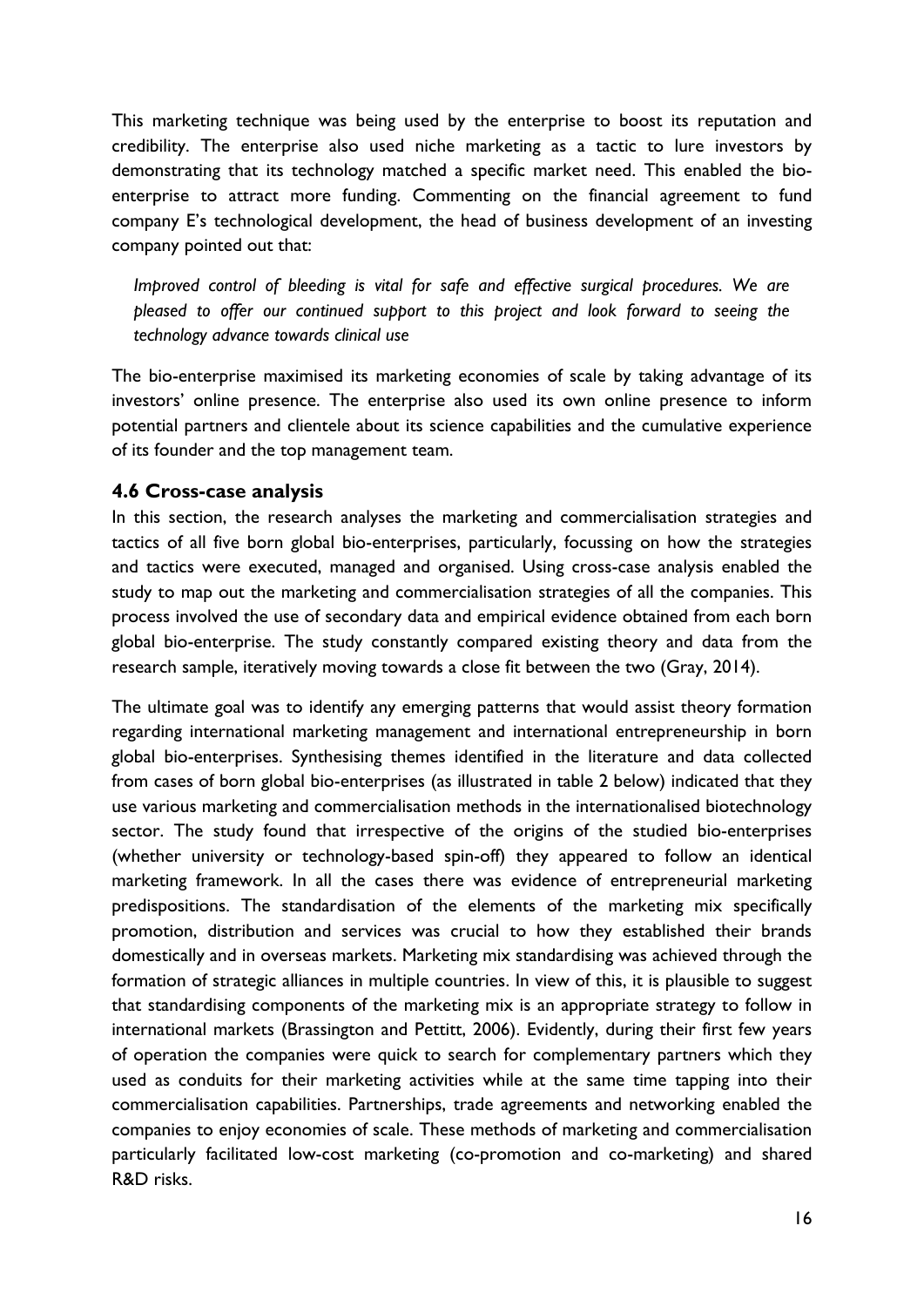This marketing technique was being used by the enterprise to boost its reputation and credibility. The enterprise also used niche marketing as a tactic to lure investors by demonstrating that its technology matched a specific market need. This enabled the bio-enterprise to attract more funding. Commenting on the financial agreement to fund company E's technological development, the head of business development of an investing company pointed out that:

> *Improved control of bleeding is vital for safe and effective surgical procedures. We are pleased to offer our continued support to this project and look forward to seeing the technology advance towards clinical use*

The bio-enterprise maximised its marketing economies of scale by taking advantage of its investors' online presence. The enterprise also used its own online presence to inform potential partners and clientele about its science capabilities and the cumulative experience of its founder and the top management team.

### 4.6 Cross-case analysis

In this section, the research analyses the marketing and commercialisation strategies and tactics of all five born global bio-enterprises, particularly, focussing on how the strategies and tactics were executed, managed and organised. Using cross-case analysis enabled the study to map out the marketing and commercialisation strategies of all the companies. This process involved the use of secondary data and empirical evidence obtained from each born global bio-enterprise. The study constantly compared existing theory and data from the research sample, iteratively moving towards a close fit between the two (Gray, 2014).

The ultimate goal was to identify any emerging patterns that would assist theory formation regarding international marketing management and international entrepreneurship in born global bio-enterprises. Synthesising themes identified in the literature and data collected from cases of born global bio-enterprises (as illustrated in table 2 below) indicated that they use various marketing and commercialisation methods in the internationalised biotechnology sector. The study found that irrespective of the origins of the studied bio-enterprises (whether university or technology-based spin-off) they appeared to follow an identical marketing framework. In all the cases there was evidence of entrepreneurial marketing predispositions. The standardisation of the elements of the marketing mix specifically promotion, distribution and services was crucial to how they established their brands domestically and in overseas markets. Marketing mix standardising was achieved through the formation of strategic alliances in multiple countries. In view of this, it is plausible to suggest that standardising components of the marketing mix is an appropriate strategy to follow in international markets (Brassington and Pettitt, 2006). Evidently, during their first few years of operation the companies were quick to search for complementary partners which they used as conduits for their marketing activities while at the same time tapping into their commercialisation capabilities. Partnerships, trade agreements and networking enabled the companies to enjoy economies of scale. These methods of marketing and commercialisation particularly facilitated low-cost marketing (co-promotion and co-marketing) and shared R&D risks.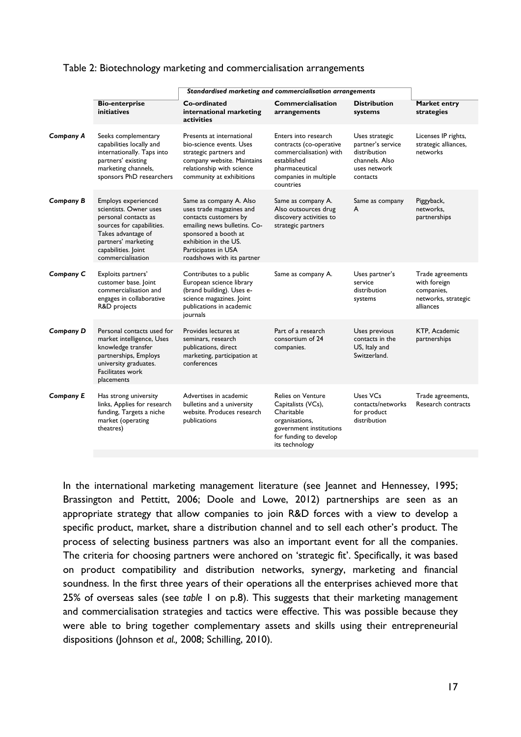Table 2: Biotechnology marketing and commercialisation arrangements

| | | *Standardised marketing and commercialisation arrangements* | | | |
|---|---|---|---|---|---|
| | **Bio-enterprise initiatives** | **Co-ordinated international marketing activities** | **Commercialisation arrangements** | **Distribution systems** | **Market entry strategies** |
| ***Company A*** | Seeks complementary capabilities locally and internationally. Taps into partners' existing marketing channels, sponsors PhD researchers | Presents at international bio-science events. Uses strategic partners and company website. Maintains relationship with science community at exhibitions | Enters into research contracts (co-operative commercialisation) with established pharmaceutical companies in multiple countries | Uses strategic partner's service distribution channels. Also uses network contacts | Licenses IP rights, strategic alliances, networks |
| ***Company B*** | Employs experienced scientists. Owner uses personal contacts as sources for capabilities. Takes advantage of partners' marketing capabilities. Joint commercialisation | Same as company A. Also uses trade magazines and contacts customers by emailing news bulletins. Co-sponsored a booth at exhibition in the US. Participates in USA roadshows with its partner | Same as company A. Also outsources drug discovery activities to strategic partners | Same as company A | Piggyback, networks, partnerships |
| ***Company C*** | Exploits partners' customer base. Joint commercialisation and engages in collaborative R&D projects | Contributes to a public European science library (brand building). Uses e-science magazines. Joint publications in academic journals | Same as company A. | Uses partner's service distribution systems | Trade agreements with foreign companies, networks, strategic alliances |
| ***Company D*** | Personal contacts used for market intelligence, Uses knowledge transfer partnerships, Employs university graduates. Facilitates work placements | Provides lectures at seminars, research publications, direct marketing, participation at conferences | Part of a research consortium of 24 companies. | Uses previous contacts in the US, Italy and Switzerland. | KTP, Academic partnerships |
| ***Company E*** | Has strong university links, Applies for research funding, Targets a niche market (operating theatres) | Advertises in academic bulletins and a university website. Produces research publications | Relies on Venture Capitalists (VCs), Charitable organisations, government institutions for funding to develop its technology | Uses VCs contacts/networks for product distribution | Trade agreements, Research contracts |

In the international marketing management literature (see Jeannet and Hennessey, 1995; Brassington and Pettitt, 2006; Doole and Lowe, 2012) partnerships are seen as an appropriate strategy that allow companies to join R&D forces with a view to develop a specific product, market, share a distribution channel and to sell each other's product. The process of selecting business partners was also an important event for all the companies. The criteria for choosing partners were anchored on 'strategic fit'. Specifically, it was based on product compatibility and distribution networks, synergy, marketing and financial soundness. In the first three years of their operations all the enterprises achieved more that 25% of overseas sales (see *table* 1 on p.8). This suggests that their marketing management and commercialisation strategies and tactics were effective. This was possible because they were able to bring together complementary assets and skills using their entrepreneurial dispositions (Johnson *et al.,* 2008; Schilling, 2010).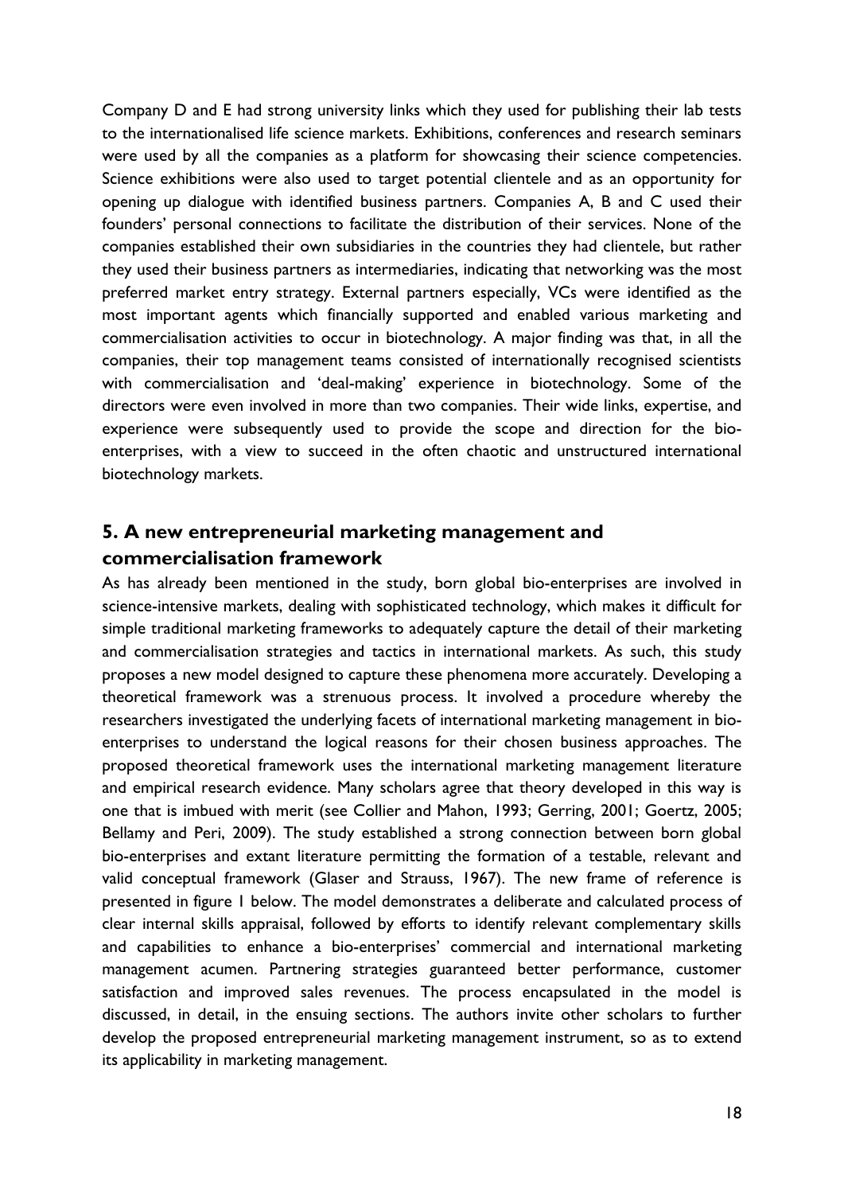Company D and E had strong university links which they used for publishing their lab tests to the internationalised life science markets. Exhibitions, conferences and research seminars were used by all the companies as a platform for showcasing their science competencies. Science exhibitions were also used to target potential clientele and as an opportunity for opening up dialogue with identified business partners. Companies A, B and C used their founders' personal connections to facilitate the distribution of their services. None of the companies established their own subsidiaries in the countries they had clientele, but rather they used their business partners as intermediaries, indicating that networking was the most preferred market entry strategy. External partners especially, VCs were identified as the most important agents which financially supported and enabled various marketing and commercialisation activities to occur in biotechnology. A major finding was that, in all the companies, their top management teams consisted of internationally recognised scientists with commercialisation and 'deal-making' experience in biotechnology. Some of the directors were even involved in more than two companies. Their wide links, expertise, and experience were subsequently used to provide the scope and direction for the bio-enterprises, with a view to succeed in the often chaotic and unstructured international biotechnology markets.

## 5. A new entrepreneurial marketing management and commercialisation framework

As has already been mentioned in the study, born global bio-enterprises are involved in science-intensive markets, dealing with sophisticated technology, which makes it difficult for simple traditional marketing frameworks to adequately capture the detail of their marketing and commercialisation strategies and tactics in international markets. As such, this study proposes a new model designed to capture these phenomena more accurately. Developing a theoretical framework was a strenuous process. It involved a procedure whereby the researchers investigated the underlying facets of international marketing management in bio-enterprises to understand the logical reasons for their chosen business approaches. The proposed theoretical framework uses the international marketing management literature and empirical research evidence. Many scholars agree that theory developed in this way is one that is imbued with merit (see Collier and Mahon, 1993; Gerring, 2001; Goertz, 2005; Bellamy and Peri, 2009). The study established a strong connection between born global bio-enterprises and extant literature permitting the formation of a testable, relevant and valid conceptual framework (Glaser and Strauss, 1967). The new frame of reference is presented in figure 1 below. The model demonstrates a deliberate and calculated process of clear internal skills appraisal, followed by efforts to identify relevant complementary skills and capabilities to enhance a bio-enterprises' commercial and international marketing management acumen. Partnering strategies guaranteed better performance, customer satisfaction and improved sales revenues. The process encapsulated in the model is discussed, in detail, in the ensuing sections. The authors invite other scholars to further develop the proposed entrepreneurial marketing management instrument, so as to extend its applicability in marketing management.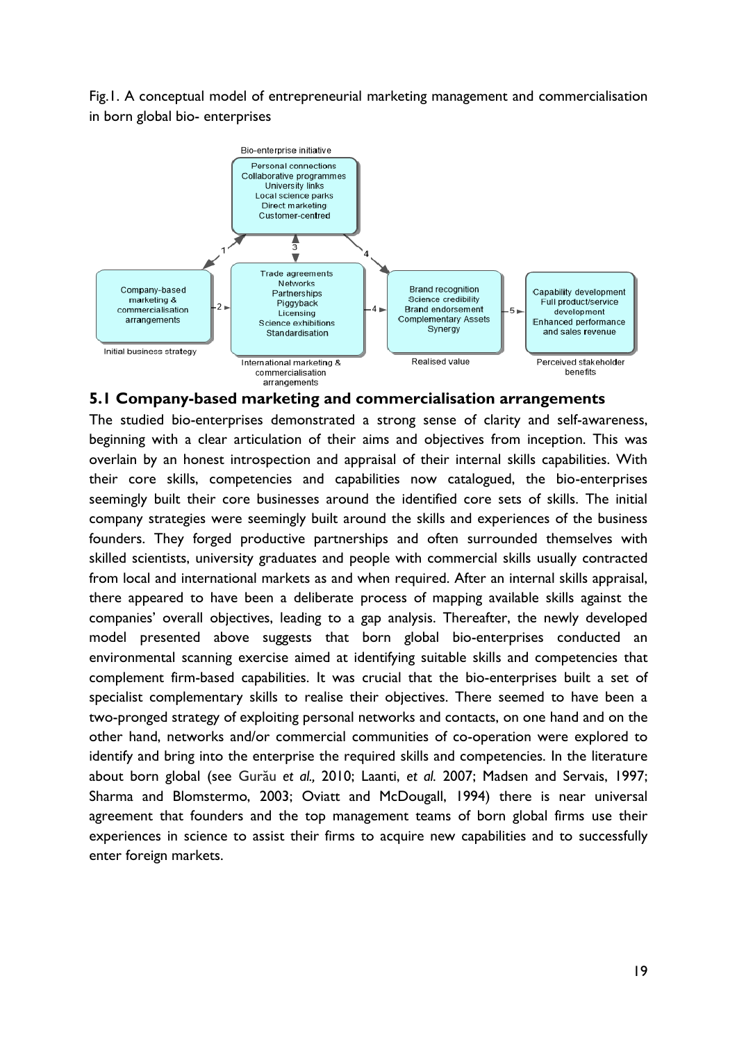Fig.1. A conceptual model of entrepreneurial marketing management and commercialisation in born global bio- enterprises

## 5.1 Company-based marketing and commercialisation arrangements

The studied bio-enterprises demonstrated a strong sense of clarity and self-awareness, beginning with a clear articulation of their aims and objectives from inception. This was overlain by an honest introspection and appraisal of their internal skills capabilities. With their core skills, competencies and capabilities now catalogued, the bio-enterprises seemingly built their core businesses around the identified core sets of skills. The initial company strategies were seemingly built around the skills and experiences of the business founders. They forged productive partnerships and often surrounded themselves with skilled scientists, university graduates and people with commercial skills usually contracted from local and international markets as and when required. After an internal skills appraisal, there appeared to have been a deliberate process of mapping available skills against the companies' overall objectives, leading to a gap analysis. Thereafter, the newly developed model presented above suggests that born global bio-enterprises conducted an environmental scanning exercise aimed at identifying suitable skills and competencies that complement firm-based capabilities. It was crucial that the bio-enterprises built a set of specialist complementary skills to realise their objectives. There seemed to have been a two-pronged strategy of exploiting personal networks and contacts, on one hand and on the other hand, networks and/or commercial communities of co-operation were explored to identify and bring into the enterprise the required skills and competencies. In the literature about born global (see Gurău *et al.,* 2010; Laanti, *et al.* 2007; Madsen and Servais, 1997; Sharma and Blomstermo, 2003; Oviatt and McDougall, 1994) there is near universal agreement that founders and the top management teams of born global firms use their experiences in science to assist their firms to acquire new capabilities and to successfully enter foreign markets.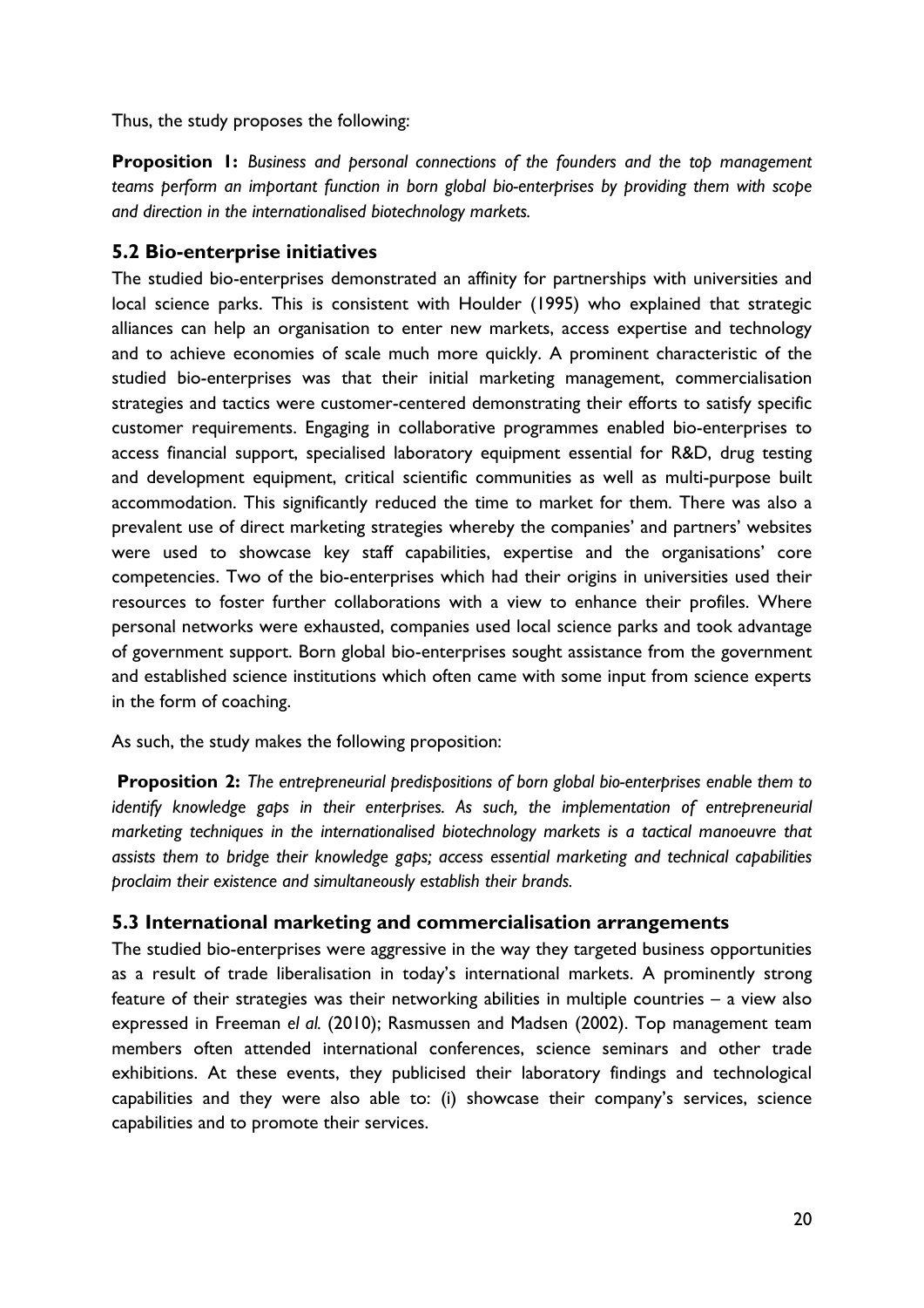Thus, the study proposes the following:

**Proposition 1:** *Business and personal connections of the founders and the top management teams perform an important function in born global bio-enterprises by providing them with scope and direction in the internationalised biotechnology markets.*

## 5.2 Bio-enterprise initiatives

The studied bio-enterprises demonstrated an affinity for partnerships with universities and local science parks. This is consistent with Houlder (1995) who explained that strategic alliances can help an organisation to enter new markets, access expertise and technology and to achieve economies of scale much more quickly. A prominent characteristic of the studied bio-enterprises was that their initial marketing management, commercialisation strategies and tactics were customer-centered demonstrating their efforts to satisfy specific customer requirements. Engaging in collaborative programmes enabled bio-enterprises to access financial support, specialised laboratory equipment essential for R&D, drug testing and development equipment, critical scientific communities as well as multi-purpose built accommodation. This significantly reduced the time to market for them. There was also a prevalent use of direct marketing strategies whereby the companies' and partners' websites were used to showcase key staff capabilities, expertise and the organisations' core competencies. Two of the bio-enterprises which had their origins in universities used their resources to foster further collaborations with a view to enhance their profiles. Where personal networks were exhausted, companies used local science parks and took advantage of government support. Born global bio-enterprises sought assistance from the government and established science institutions which often came with some input from science experts in the form of coaching.

As such, the study makes the following proposition:

**Proposition 2:** *The entrepreneurial predispositions of born global bio-enterprises enable them to identify knowledge gaps in their enterprises. As such, the implementation of entrepreneurial marketing techniques in the internationalised biotechnology markets is a tactical manoeuvre that assists them to bridge their knowledge gaps; access essential marketing and technical capabilities proclaim their existence and simultaneously establish their brands.*

## 5.3 International marketing and commercialisation arrangements

The studied bio-enterprises were aggressive in the way they targeted business opportunities as a result of trade liberalisation in today's international markets. A prominently strong feature of their strategies was their networking abilities in multiple countries – a view also expressed in Freeman *el al.* (2010); Rasmussen and Madsen (2002). Top management team members often attended international conferences, science seminars and other trade exhibitions. At these events, they publicised their laboratory findings and technological capabilities and they were also able to: (i) showcase their company's services, science capabilities and to promote their services.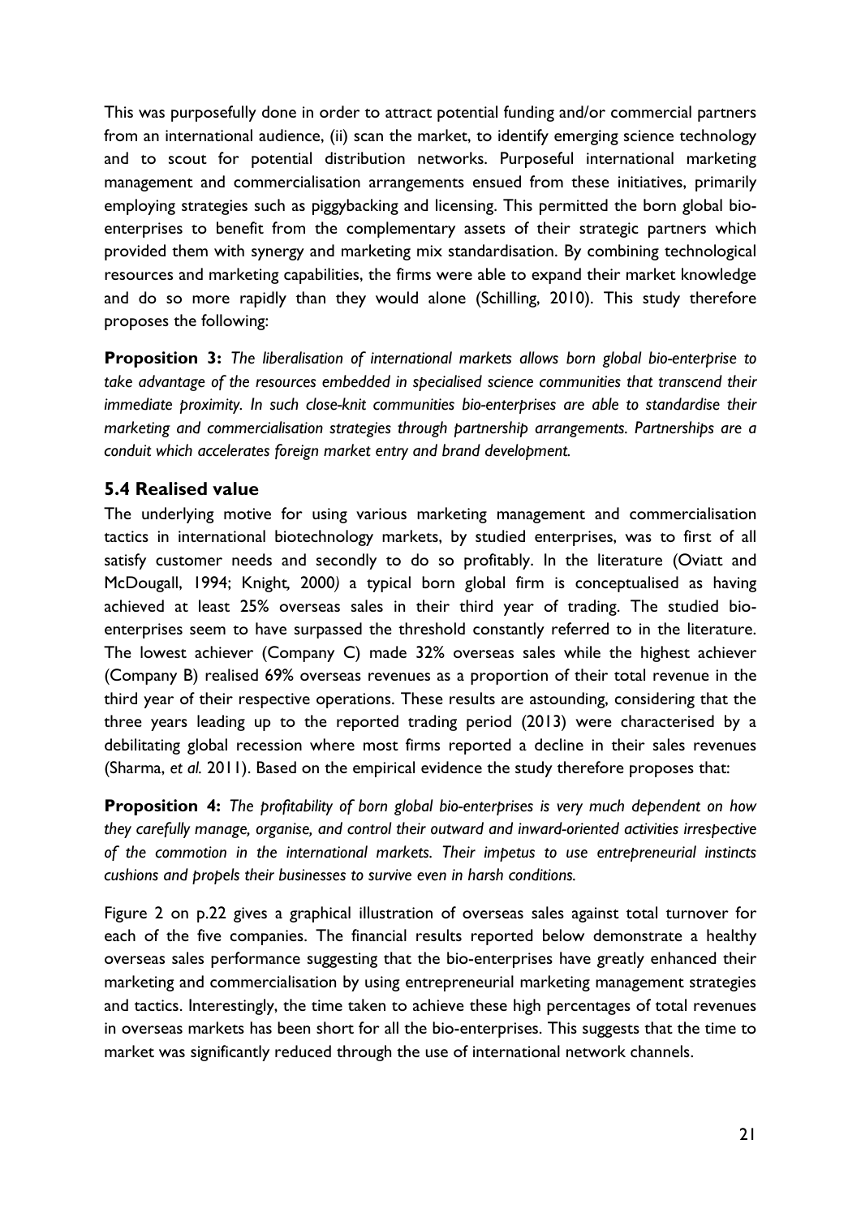This was purposefully done in order to attract potential funding and/or commercial partners from an international audience, (ii) scan the market, to identify emerging science technology and to scout for potential distribution networks. Purposeful international marketing management and commercialisation arrangements ensued from these initiatives, primarily employing strategies such as piggybacking and licensing. This permitted the born global bio-enterprises to benefit from the complementary assets of their strategic partners which provided them with synergy and marketing mix standardisation. By combining technological resources and marketing capabilities, the firms were able to expand their market knowledge and do so more rapidly than they would alone (Schilling, 2010). This study therefore proposes the following:

**Proposition 3:** *The liberalisation of international markets allows born global bio-enterprise to take advantage of the resources embedded in specialised science communities that transcend their immediate proximity. In such close-knit communities bio-enterprises are able to standardise their marketing and commercialisation strategies through partnership arrangements. Partnerships are a conduit which accelerates foreign market entry and brand development.*

### 5.4 Realised value

The underlying motive for using various marketing management and commercialisation tactics in international biotechnology markets, by studied enterprises, was to first of all satisfy customer needs and secondly to do so profitably. In the literature (Oviatt and McDougall, 1994; Knight, 2000) a typical born global firm is conceptualised as having achieved at least 25% overseas sales in their third year of trading. The studied bio-enterprises seem to have surpassed the threshold constantly referred to in the literature. The lowest achiever (Company C) made 32% overseas sales while the highest achiever (Company B) realised 69% overseas revenues as a proportion of their total revenue in the third year of their respective operations. These results are astounding, considering that the three years leading up to the reported trading period (2013) were characterised by a debilitating global recession where most firms reported a decline in their sales revenues (Sharma, *et al.* 2011). Based on the empirical evidence the study therefore proposes that:

**Proposition 4:** *The profitability of born global bio-enterprises is very much dependent on how they carefully manage, organise, and control their outward and inward-oriented activities irrespective of the commotion in the international markets. Their impetus to use entrepreneurial instincts cushions and propels their businesses to survive even in harsh conditions.*

Figure 2 on p.22 gives a graphical illustration of overseas sales against total turnover for each of the five companies. The financial results reported below demonstrate a healthy overseas sales performance suggesting that the bio-enterprises have greatly enhanced their marketing and commercialisation by using entrepreneurial marketing management strategies and tactics. Interestingly, the time taken to achieve these high percentages of total revenues in overseas markets has been short for all the bio-enterprises. This suggests that the time to market was significantly reduced through the use of international network channels.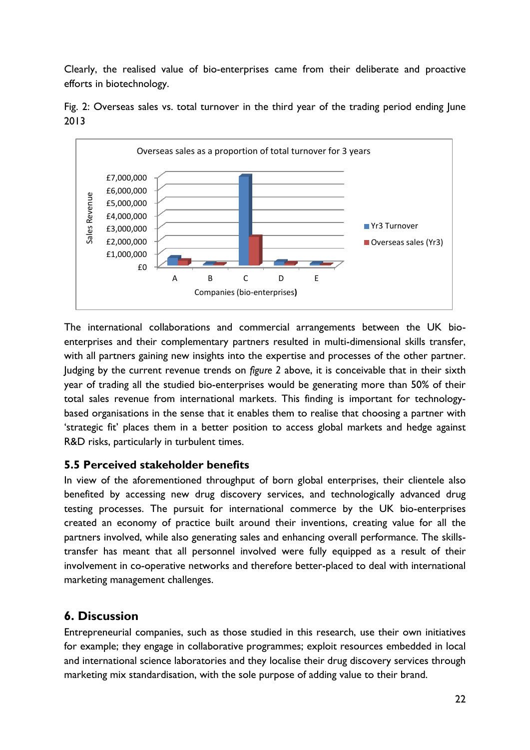Clearly, the realised value of bio-enterprises came from their deliberate and proactive efforts in biotechnology.

Fig. 2: Overseas sales vs. total turnover in the third year of the trading period ending June 2013

The international collaborations and commercial arrangements between the UK bio-enterprises and their complementary partners resulted in multi-dimensional skills transfer, with all partners gaining new insights into the expertise and processes of the other partner. Judging by the current revenue trends on *figure 2* above, it is conceivable that in their sixth year of trading all the studied bio-enterprises would be generating more than 50% of their total sales revenue from international markets. This finding is important for technology-based organisations in the sense that it enables them to realise that choosing a partner with 'strategic fit' places them in a better position to access global markets and hedge against R&D risks, particularly in turbulent times.

### 5.5 Perceived stakeholder benefits

In view of the aforementioned throughput of born global enterprises, their clientele also benefited by accessing new drug discovery services, and technologically advanced drug testing processes. The pursuit for international commerce by the UK bio-enterprises created an economy of practice built around their inventions, creating value for all the partners involved, while also generating sales and enhancing overall performance. The skills-transfer has meant that all personnel involved were fully equipped as a result of their involvement in co-operative networks and therefore better-placed to deal with international marketing management challenges.

## 6. Discussion

Entrepreneurial companies, such as those studied in this research, use their own initiatives for example; they engage in collaborative programmes; exploit resources embedded in local and international science laboratories and they localise their drug discovery services through marketing mix standardisation, with the sole purpose of adding value to their brand.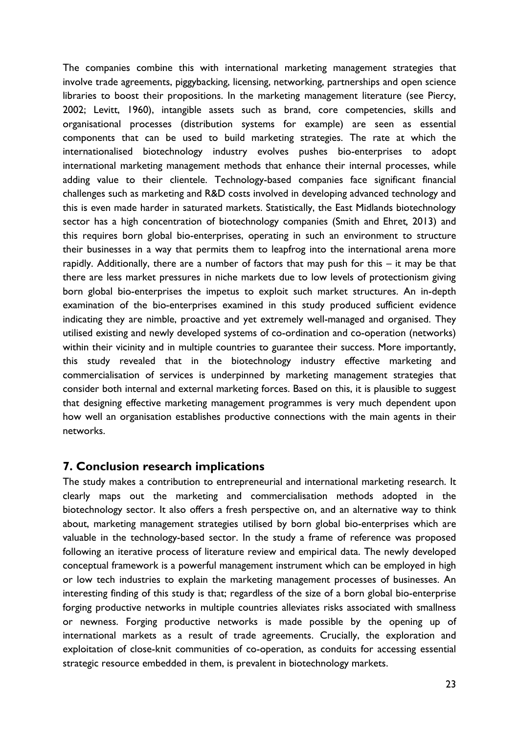The companies combine this with international marketing management strategies that involve trade agreements, piggybacking, licensing, networking, partnerships and open science libraries to boost their propositions. In the marketing management literature (see Piercy, 2002; Levitt, 1960), intangible assets such as brand, core competencies, skills and organisational processes (distribution systems for example) are seen as essential components that can be used to build marketing strategies. The rate at which the internationalised biotechnology industry evolves pushes bio-enterprises to adopt international marketing management methods that enhance their internal processes, while adding value to their clientele. Technology-based companies face significant financial challenges such as marketing and R&D costs involved in developing advanced technology and this is even made harder in saturated markets. Statistically, the East Midlands biotechnology sector has a high concentration of biotechnology companies (Smith and Ehret, 2013) and this requires born global bio-enterprises, operating in such an environment to structure their businesses in a way that permits them to leapfrog into the international arena more rapidly. Additionally, there are a number of factors that may push for this – it may be that there are less market pressures in niche markets due to low levels of protectionism giving born global bio-enterprises the impetus to exploit such market structures. An in-depth examination of the bio-enterprises examined in this study produced sufficient evidence indicating they are nimble, proactive and yet extremely well-managed and organised. They utilised existing and newly developed systems of co-ordination and co-operation (networks) within their vicinity and in multiple countries to guarantee their success. More importantly, this study revealed that in the biotechnology industry effective marketing and commercialisation of services is underpinned by marketing management strategies that consider both internal and external marketing forces. Based on this, it is plausible to suggest that designing effective marketing management programmes is very much dependent upon how well an organisation establishes productive connections with the main agents in their networks.

## 7. Conclusion research implications

The study makes a contribution to entrepreneurial and international marketing research. It clearly maps out the marketing and commercialisation methods adopted in the biotechnology sector. It also offers a fresh perspective on, and an alternative way to think about, marketing management strategies utilised by born global bio-enterprises which are valuable in the technology-based sector. In the study a frame of reference was proposed following an iterative process of literature review and empirical data. The newly developed conceptual framework is a powerful management instrument which can be employed in high or low tech industries to explain the marketing management processes of businesses. An interesting finding of this study is that; regardless of the size of a born global bio-enterprise forging productive networks in multiple countries alleviates risks associated with smallness or newness. Forging productive networks is made possible by the opening up of international markets as a result of trade agreements. Crucially, the exploration and exploitation of close-knit communities of co-operation, as conduits for accessing essential strategic resource embedded in them, is prevalent in biotechnology markets.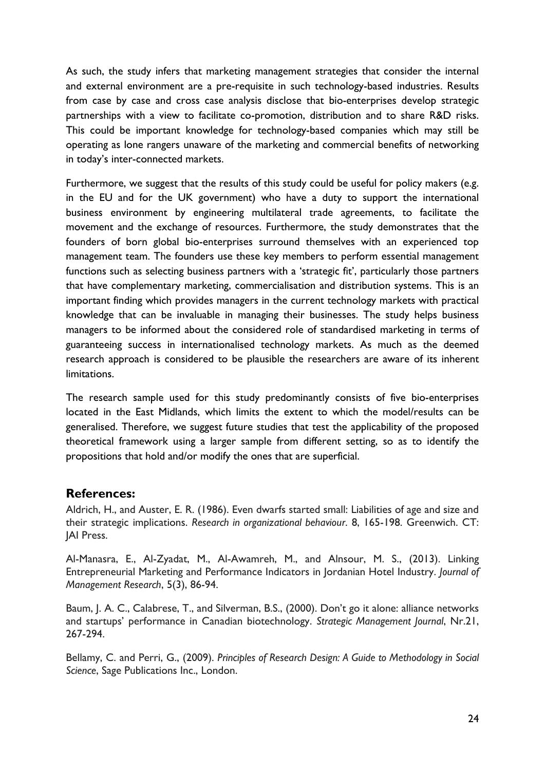As such, the study infers that marketing management strategies that consider the internal and external environment are a pre-requisite in such technology-based industries. Results from case by case and cross case analysis disclose that bio-enterprises develop strategic partnerships with a view to facilitate co-promotion, distribution and to share R&D risks. This could be important knowledge for technology-based companies which may still be operating as lone rangers unaware of the marketing and commercial benefits of networking in today's inter-connected markets.

Furthermore, we suggest that the results of this study could be useful for policy makers (e.g. in the EU and for the UK government) who have a duty to support the international business environment by engineering multilateral trade agreements, to facilitate the movement and the exchange of resources. Furthermore, the study demonstrates that the founders of born global bio-enterprises surround themselves with an experienced top management team. The founders use these key members to perform essential management functions such as selecting business partners with a 'strategic fit', particularly those partners that have complementary marketing, commercialisation and distribution systems. This is an important finding which provides managers in the current technology markets with practical knowledge that can be invaluable in managing their businesses. The study helps business managers to be informed about the considered role of standardised marketing in terms of guaranteeing success in internationalised technology markets. As much as the deemed research approach is considered to be plausible the researchers are aware of its inherent limitations.

The research sample used for this study predominantly consists of five bio-enterprises located in the East Midlands, which limits the extent to which the model/results can be generalised. Therefore, we suggest future studies that test the applicability of the proposed theoretical framework using a larger sample from different setting, so as to identify the propositions that hold and/or modify the ones that are superficial.

## References:

Aldrich, H., and Auster, E. R. (1986). Even dwarfs started small: Liabilities of age and size and their strategic implications. *Research in organizational behaviour*. 8, 165-198. Greenwich. CT: JAI Press.

Al-Manasra, E., Al-Zyadat, M., Al-Awamreh, M., and Alnsour, M. S., (2013). Linking Entrepreneurial Marketing and Performance Indicators in Jordanian Hotel Industry. *Journal of Management Research*, 5(3), 86-94.

Baum, J. A. C., Calabrese, T., and Silverman, B.S., (2000). Don't go it alone: alliance networks and startups' performance in Canadian biotechnology. *Strategic Management Journal*, Nr.21, 267-294.

Bellamy, C. and Perri, G., (2009). *Principles of Research Design: A Guide to Methodology in Social Science*, Sage Publications Inc., London.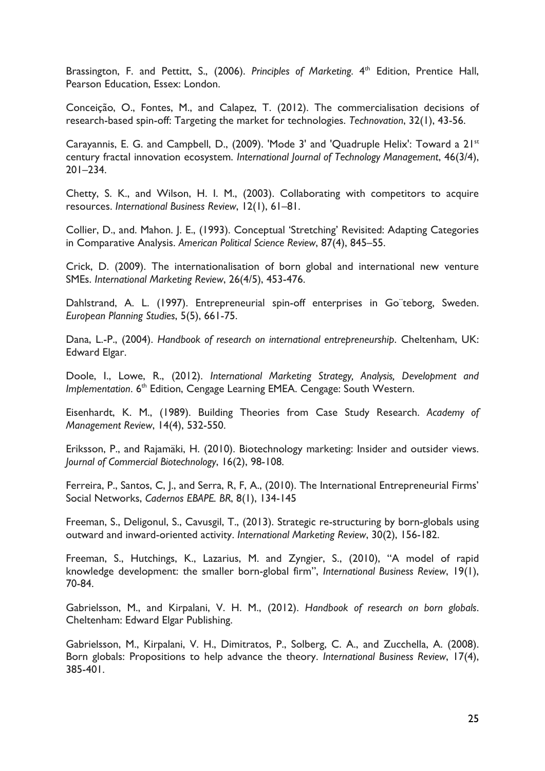Brassington, F. and Pettitt, S., (2006). *Principles of Marketing*. 4th Edition, Prentice Hall, Pearson Education, Essex: London.

Conceição, O., Fontes, M., and Calapez, T. (2012). The commercialisation decisions of research-based spin-off: Targeting the market for technologies. *Technovation*, 32(1), 43-56.

Carayannis, E. G. and Campbell, D., (2009). 'Mode 3' and 'Quadruple Helix': Toward a 21st century fractal innovation ecosystem. *International Journal of Technology Management*, 46(3/4), 201–234.

Chetty, S. K., and Wilson, H. I. M., (2003). Collaborating with competitors to acquire resources. *International Business Review*, 12(1), 61–81.

Collier, D., and. Mahon. J. E., (1993). Conceptual 'Stretching' Revisited: Adapting Categories in Comparative Analysis. *American Political Science Review*, 87(4), 845–55.

Crick, D. (2009). The internationalisation of born global and international new venture SMEs. *International Marketing Review*, 26(4/5), 453-476.

Dahlstrand, A. L. (1997). Entrepreneurial spin-off enterprises in Go¨teborg, Sweden. *European Planning Studies*, 5(5), 661-75.

Dana, L.-P., (2004). *Handbook of research on international entrepreneurship*. Cheltenham, UK: Edward Elgar.

Doole, I., Lowe, R., (2012). *International Marketing Strategy, Analysis, Development and Implementation*. 6th Edition, Cengage Learning EMEA. Cengage: South Western.

Eisenhardt, K. M., (1989). Building Theories from Case Study Research. *Academy of Management Review*, 14(4), 532-550.

Eriksson, P., and Rajamäki, H. (2010). Biotechnology marketing: Insider and outsider views. *Journal of Commercial Biotechnology*, 16(2), 98-108.

Ferreira, P., Santos, C, J., and Serra, R, F, A., (2010). The International Entrepreneurial Firms' Social Networks, *Cadernos EBAPE. BR*, 8(1), 134-145

Freeman, S., Deligonul, S., Cavusgil, T., (2013). Strategic re-structuring by born-globals using outward and inward-oriented activity. *International Marketing Review*, 30(2), 156-182.

Freeman, S., Hutchings, K., Lazarius, M. and Zyngier, S., (2010), "A model of rapid knowledge development: the smaller born-global firm", *International Business Review*, 19(1), 70-84.

Gabrielsson, M., and Kirpalani, V. H. M., (2012). *Handbook of research on born globals*. Cheltenham: Edward Elgar Publishing.

Gabrielsson, M., Kirpalani, V. H., Dimitratos, P., Solberg, C. A., and Zucchella, A. (2008). Born globals: Propositions to help advance the theory. *International Business Review*, 17(4), 385-401.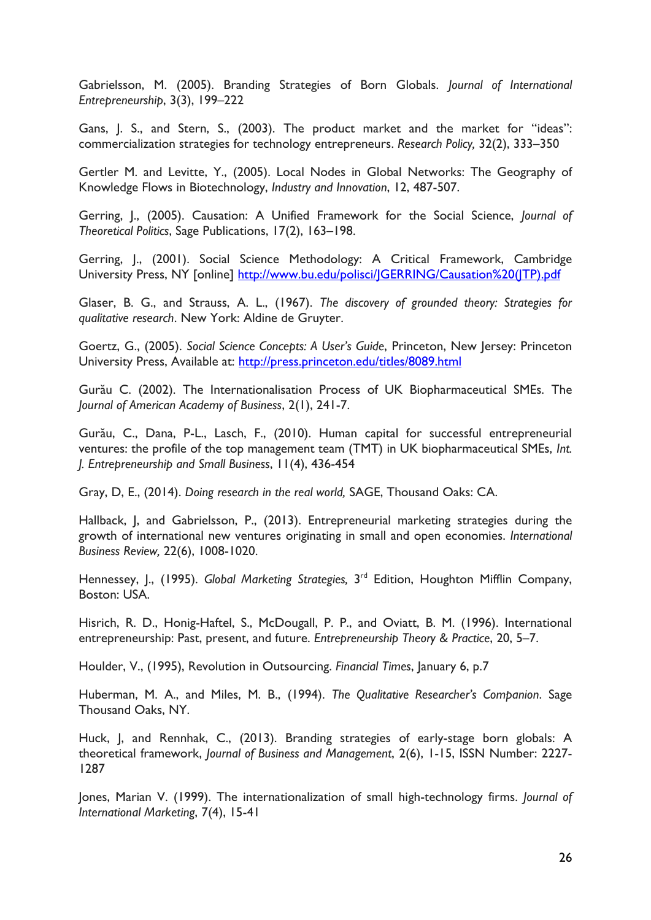Gabrielsson, M. (2005). Branding Strategies of Born Globals. *Journal of International Entrepreneurship*, 3(3), 199–222

Gans, J. S., and Stern, S., (2003). The product market and the market for "ideas": commercialization strategies for technology entrepreneurs. *Research Policy,* 32(2), 333–350

Gertler M. and Levitte, Y., (2005). Local Nodes in Global Networks: The Geography of Knowledge Flows in Biotechnology, *Industry and Innovation*, 12, 487-507.

Gerring, J., (2005). Causation: A Unified Framework for the Social Science, *Journal of Theoretical Politics*, Sage Publications, 17(2), 163–198.

Gerring, J., (2001). Social Science Methodology: A Critical Framework, Cambridge University Press, NY [online] http://www.bu.edu/polisci/JGERRING/Causation%20(JTP).pdf

Glaser, B. G., and Strauss, A. L., (1967). *The discovery of grounded theory: Strategies for qualitative research*. New York: Aldine de Gruyter.

Goertz, G., (2005). *Social Science Concepts: A User's Guide*, Princeton, New Jersey: Princeton University Press, Available at: http://press.princeton.edu/titles/8089.html

Gurău C. (2002). The Internationalisation Process of UK Biopharmaceutical SMEs. *The Journal of American Academy of Business*, 2(1), 241-7.

Gurău, C., Dana, P-L., Lasch, F., (2010). Human capital for successful entrepreneurial ventures: the profile of the top management team (TMT) in UK biopharmaceutical SMEs, *Int. J. Entrepreneurship and Small Business*, 11(4), 436-454

Gray, D, E., (2014). *Doing research in the real world,* SAGE, Thousand Oaks: CA.

Hallback, J, and Gabrielsson, P., (2013). Entrepreneurial marketing strategies during the growth of international new ventures originating in small and open economies. *International Business Review,* 22(6), 1008-1020.

Hennessey, J., (1995). *Global Marketing Strategies,* 3rd Edition, Houghton Mifflin Company, Boston: USA.

Hisrich, R. D., Honig-Haftel, S., McDougall, P. P., and Oviatt, B. M. (1996). International entrepreneurship: Past, present, and future. *Entrepreneurship Theory & Practice*, 20, 5–7.

Houlder, V., (1995), Revolution in Outsourcing. *Financial Times*, January 6, p.7

Huberman, M. A., and Miles, M. B., (1994). *The Qualitative Researcher's Companion*. Sage Thousand Oaks, NY.

Huck, J, and Rennhak, C., (2013). Branding strategies of early-stage born globals: A theoretical framework, *Journal of Business and Management*, 2(6), 1-15, ISSN Number: 2227-1287

Jones, Marian V. (1999). The internationalization of small high-technology firms. *Journal of International Marketing*, 7(4), 15-41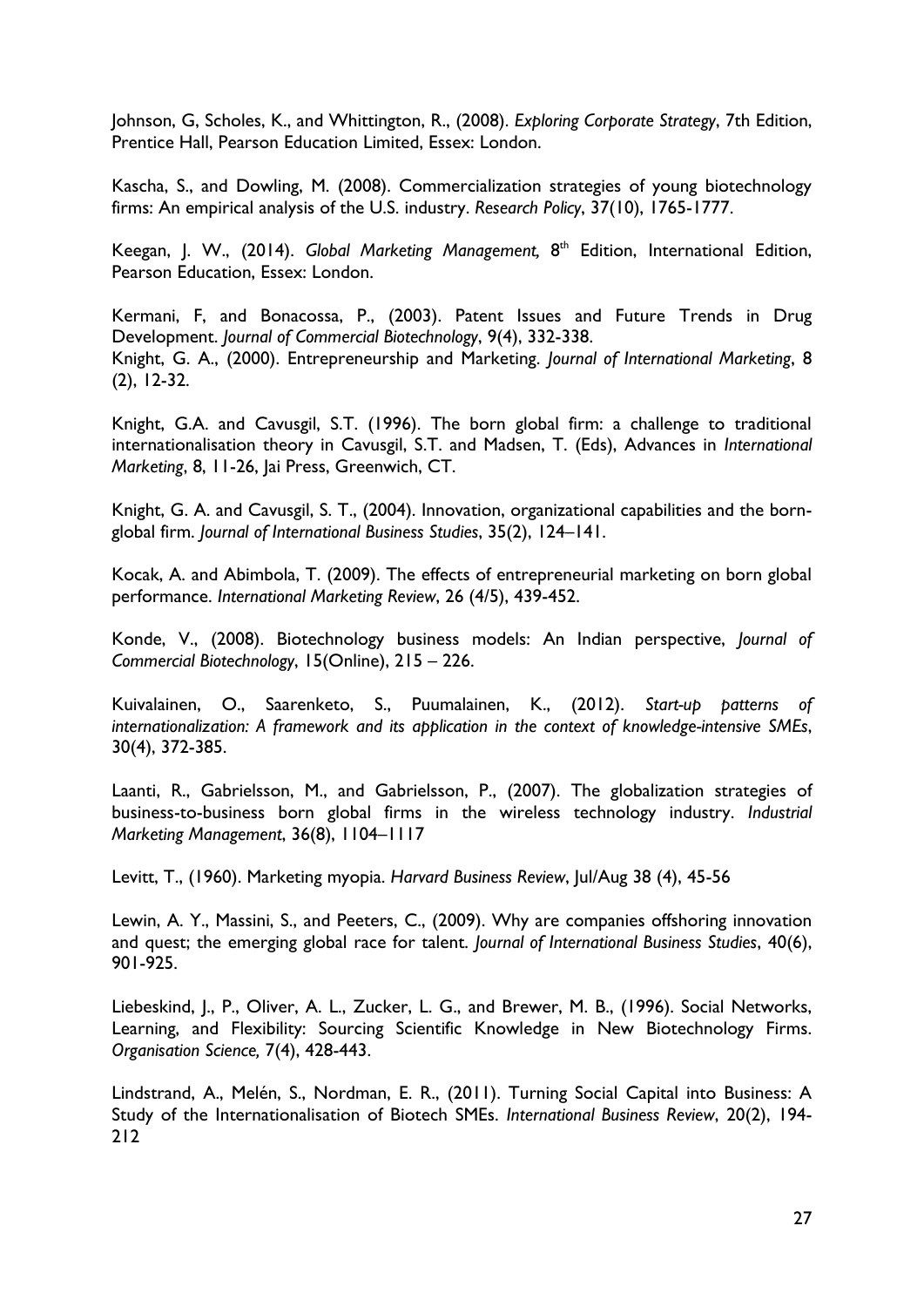Johnson, G, Scholes, K., and Whittington, R., (2008). *Exploring Corporate Strategy*, 7th Edition, Prentice Hall, Pearson Education Limited, Essex: London.

Kascha, S., and Dowling, M. (2008). Commercialization strategies of young biotechnology firms: An empirical analysis of the U.S. industry. *Research Policy*, 37(10), 1765-1777.

Keegan, J. W., (2014). *Global Marketing Management,* 8th Edition, International Edition, Pearson Education, Essex: London.

Kermani, F, and Bonacossa, P., (2003). Patent Issues and Future Trends in Drug Development. *Journal of Commercial Biotechnology*, 9(4), 332-338.
Knight, G. A., (2000). Entrepreneurship and Marketing. *Journal of International Marketing*, 8 (2), 12-32.

Knight, G.A. and Cavusgil, S.T. (1996). The born global firm: a challenge to traditional internationalisation theory in Cavusgil, S.T. and Madsen, T. (Eds), Advances in *International Marketing*, 8, 11-26, Jai Press, Greenwich, CT.

Knight, G. A. and Cavusgil, S. T., (2004). Innovation, organizational capabilities and the born-global firm. *Journal of International Business Studies*, 35(2), 124–141.

Kocak, A. and Abimbola, T. (2009). The effects of entrepreneurial marketing on born global performance. *International Marketing Review*, 26 (4/5), 439-452.

Konde, V., (2008). Biotechnology business models: An Indian perspective, *Journal of Commercial Biotechnology*, 15(Online), 215 – 226.

Kuivalainen, O., Saarenketo, S., Puumalainen, K., (2012). *Start-up patterns of internationalization: A framework and its application in the context of knowledge-intensive SMEs*, 30(4), 372-385.

Laanti, R., Gabrielsson, M., and Gabrielsson, P., (2007). The globalization strategies of business-to-business born global firms in the wireless technology industry. *Industrial Marketing Management*, 36(8), 1104–1117

Levitt, T., (1960). Marketing myopia. *Harvard Business Review*, Jul/Aug 38 (4), 45-56

Lewin, A. Y., Massini, S., and Peeters, C., (2009). Why are companies offshoring innovation and quest; the emerging global race for talent. *Journal of International Business Studies*, 40(6), 901-925.

Liebeskind, J., P., Oliver, A. L., Zucker, L. G., and Brewer, M. B., (1996). Social Networks, Learning, and Flexibility: Sourcing Scientific Knowledge in New Biotechnology Firms. *Organisation Science,* 7(4), 428-443.

Lindstrand, A., Melén, S., Nordman, E. R., (2011). Turning Social Capital into Business: A Study of the Internationalisation of Biotech SMEs. *International Business Review*, 20(2), 194-212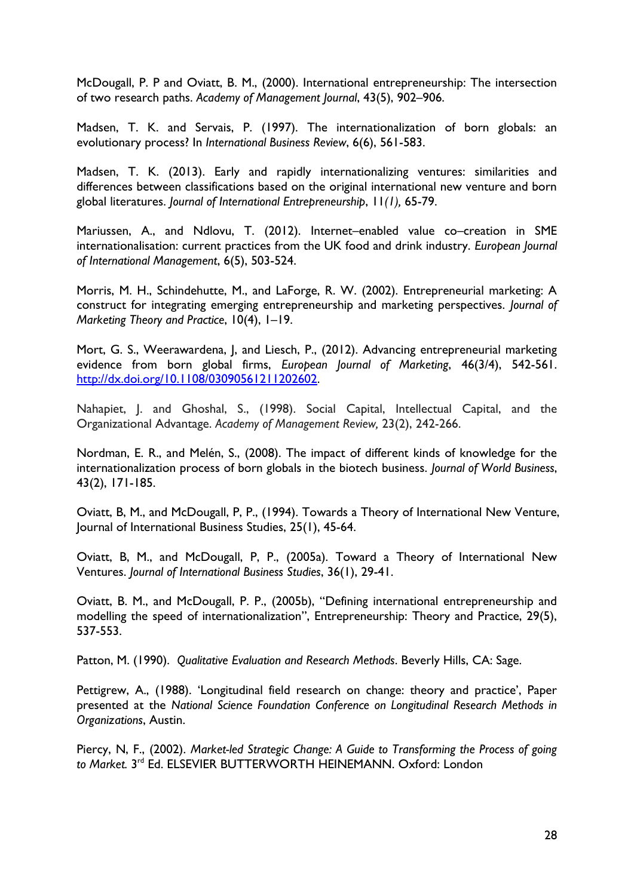McDougall, P. P and Oviatt, B. M., (2000). International entrepreneurship: The intersection of two research paths. *Academy of Management Journal*, 43(5), 902–906.

Madsen, T. K. and Servais, P. (1997). The internationalization of born globals: an evolutionary process? In *International Business Review*, 6(6), 561-583.

Madsen, T. K. (2013). Early and rapidly internationalizing ventures: similarities and differences between classifications based on the original international new venture and born global literatures. *Journal of International Entrepreneurship*, 11*(1),* 65-79.

Mariussen, A., and Ndlovu, T. (2012). Internet–enabled value co–creation in SME internationalisation: current practices from the UK food and drink industry. *European Journal of International Management*, 6(5), 503-524.

Morris, M. H., Schindehutte, M., and LaForge, R. W. (2002). Entrepreneurial marketing: A construct for integrating emerging entrepreneurship and marketing perspectives. *Journal of Marketing Theory and Practice*, 10(4), 1–19.

Mort, G. S., Weerawardena, J, and Liesch, P., (2012). Advancing entrepreneurial marketing evidence from born global firms, *European Journal of Marketing*, 46(3/4), 542-561. [http://dx.doi.org/10.1108/03090561211202602](http://dx.doi.org/10.1108/03090561211202602).

Nahapiet, J. and Ghoshal, S., (1998). Social Capital, Intellectual Capital, and the Organizational Advantage. *Academy of Management Review,* 23(2), 242-266.

Nordman, E. R., and Melén, S., (2008). The impact of different kinds of knowledge for the internationalization process of born globals in the biotech business. *Journal of World Business*, 43(2), 171-185.

Oviatt, B, M., and McDougall, P, P., (1994). Towards a Theory of International New Venture, Journal of International Business Studies, 25(1), 45-64.

Oviatt, B, M., and McDougall, P, P., (2005a). Toward a Theory of International New Ventures. *Journal of International Business Studies*, 36(1), 29-41.

Oviatt, B. M., and McDougall, P. P., (2005b), "Defining international entrepreneurship and modelling the speed of internationalization", Entrepreneurship: Theory and Practice, 29(5), 537-553.

Patton, M. (1990). *Qualitative Evaluation and Research Methods*. Beverly Hills, CA: Sage.

Pettigrew, A., (1988). 'Longitudinal field research on change: theory and practice', Paper presented at the *National Science Foundation Conference on Longitudinal Research Methods in Organizations*, Austin.

Piercy, N, F., (2002). *Market-led Strategic Change: A Guide to Transforming the Process of going to Market.* 3rd Ed. ELSEVIER BUTTERWORTH HEINEMANN. Oxford: London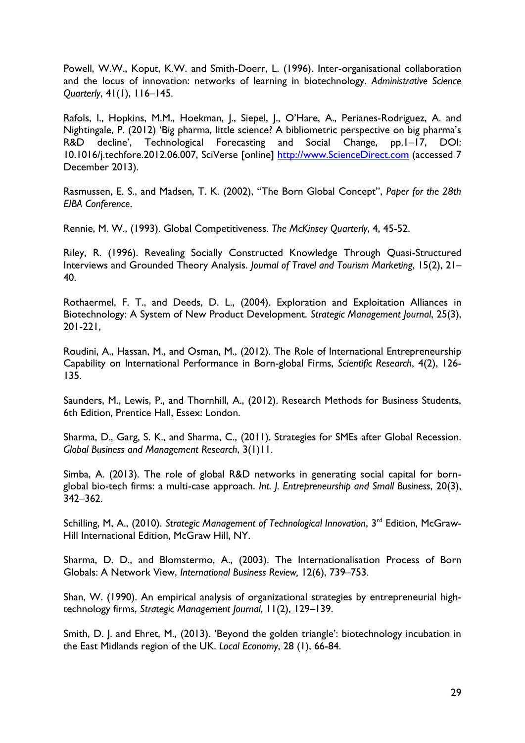Powell, W.W., Koput, K.W. and Smith-Doerr, L. (1996). Inter-organisational collaboration and the locus of innovation: networks of learning in biotechnology. *Administrative Science Quarterly*, 41(1), 116–145.

Rafols, I., Hopkins, M.M., Hoekman, J., Siepel, J., O'Hare, A., Perianes-Rodriguez, A. and Nightingale, P. (2012) 'Big pharma, little science? A bibliometric perspective on big pharma's R&D decline', Technological Forecasting and Social Change, pp.1–17, DOI: 10.1016/j.techfore.2012.06.007, SciVerse [online] http://www.ScienceDirect.com (accessed 7 December 2013).

Rasmussen, E. S., and Madsen, T. K. (2002), "The Born Global Concept", *Paper for the 28th EIBA Conference*.

Rennie, M. W., (1993). Global Competitiveness. *The McKinsey Quarterly*, 4, 45-52.

Riley, R. (1996). Revealing Socially Constructed Knowledge Through Quasi-Structured Interviews and Grounded Theory Analysis. *Journal of Travel and Tourism Marketing*, 15(2), 21–40.

Rothaermel, F. T., and Deeds, D. L., (2004). Exploration and Exploitation Alliances in Biotechnology: A System of New Product Development. *Strategic Management Journal*, 25(3), 201-221,

Roudini, A., Hassan, M., and Osman, M., (2012). The Role of International Entrepreneurship Capability on International Performance in Born-global Firms, *Scientific Research*, 4(2), 126-135.

Saunders, M., Lewis, P., and Thornhill, A., (2012). Research Methods for Business Students, 6th Edition, Prentice Hall, Essex: London.

Sharma, D., Garg, S. K., and Sharma, C., (2011). Strategies for SMEs after Global Recession. *Global Business and Management Research*, 3(1)11.

Simba, A. (2013). The role of global R&D networks in generating social capital for born-global bio-tech firms: a multi-case approach. *Int. J. Entrepreneurship and Small Business*, 20(3), 342–362.

Schilling, M, A., (2010). *Strategic Management of Technological Innovation*, 3rd Edition, McGraw-Hill International Edition, McGraw Hill, NY.

Sharma, D. D., and Blomstermo, A., (2003). The Internationalisation Process of Born Globals: A Network View, *International Business Review,* 12(6), 739–753.

Shan, W. (1990). An empirical analysis of organizational strategies by entrepreneurial high-technology firms, *Strategic Management Journal*, 11(2), 129–139.

Smith, D. J. and Ehret, M., (2013). 'Beyond the golden triangle': biotechnology incubation in the East Midlands region of the UK. *Local Economy*, 28 (1), 66-84.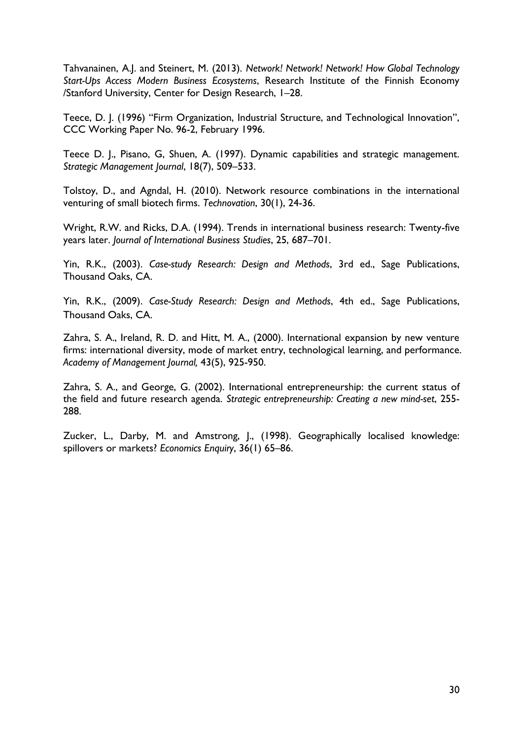Tahvanainen, A.J. and Steinert, M. (2013). *Network! Network! Network! How Global Technology Start-Ups Access Modern Business Ecosystems*, Research Institute of the Finnish Economy /Stanford University, Center for Design Research, 1–28.

Teece, D. J. (1996) "Firm Organization, Industrial Structure, and Technological Innovation", CCC Working Paper No. 96-2, February 1996.

Teece D. J., Pisano, G, Shuen, A. (1997). Dynamic capabilities and strategic management. *Strategic Management Journal*, 18(7), 509–533.

Tolstoy, D., and Agndal, H. (2010). Network resource combinations in the international venturing of small biotech firms. *Technovation*, 30(1), 24-36.

Wright, R.W. and Ricks, D.A. (1994). Trends in international business research: Twenty-five years later. *Journal of International Business Studies*, 25, 687–701.

Yin, R.K., (2003). *Case-study Research: Design and Methods*, 3rd ed., Sage Publications, Thousand Oaks, CA.

Yin, R.K., (2009). *Case-Study Research: Design and Methods*, 4th ed., Sage Publications, Thousand Oaks, CA.

Zahra, S. A., Ireland, R. D. and Hitt, M. A., (2000). International expansion by new venture firms: international diversity, mode of market entry, technological learning, and performance. *Academy of Management Journal,* 43(5), 925-950.

Zahra, S. A., and George, G. (2002). International entrepreneurship: the current status of the field and future research agenda. *Strategic entrepreneurship: Creating a new mind-set*, 255-288.

Zucker, L., Darby, M. and Amstrong, J., (1998). Geographically localised knowledge: spillovers or markets? *Economics Enquiry*, 36(1) 65–86.